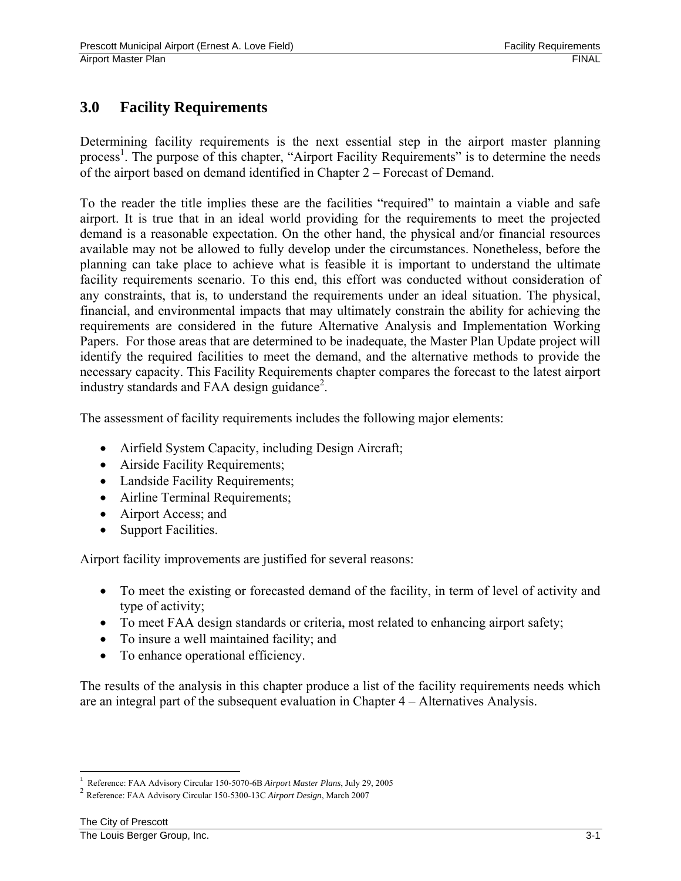# 3.0 Facility Requirements

Determining facility requirements is the next essential step in the airport master planning process[1]. The purpose of this chapter, "Airport Facility Requirements" is to determine the needs of the airport based on demand identified in Chapter 2 – Forecast of Demand.

To the reader the title implies these are the facilities "required" to maintain a viable and safe airport. It is true that in an ideal world providing for the requirements to meet the projected demand is a reasonable expectation. On the other hand, the physical and/or financial resources available may not be allowed to fully develop under the circumstances. Nonetheless, before the planning can take place to achieve what is feasible it is important to understand the ultimate facility requirements scenario. To this end, this effort was conducted without consideration of any constraints, that is, to understand the requirements under an ideal situation. The physical, financial, and environmental impacts that may ultimately constrain the ability for achieving the requirements are considered in the future Alternative Analysis and Implementation Working Papers. For those areas that are determined to be inadequate, the Master Plan Update project will identify the required facilities to meet the demand, and the alternative methods to provide the necessary capacity. This Facility Requirements chapter compares the forecast to the latest airport industry standards and FAA design guidance[2].

The assessment of facility requirements includes the following major elements:

- Airfield System Capacity, including Design Aircraft;
- Airside Facility Requirements;
- Landside Facility Requirements;
- Airline Terminal Requirements;
- Airport Access; and
- Support Facilities.

Airport facility improvements are justified for several reasons:

- To meet the existing or forecasted demand of the facility, in term of level of activity and type of activity;
- To meet FAA design standards or criteria, most related to enhancing airport safety;
- To insure a well maintained facility; and
- To enhance operational efficiency.

The results of the analysis in this chapter produce a list of the facility requirements needs which are an integral part of the subsequent evaluation in Chapter 4 – Alternatives Analysis.

---

[1] Reference: FAA Advisory Circular 150-5070-6B *Airport Master Plans*, July 29, 2005

[2] Reference: FAA Advisory Circular 150-5300-13C *Airport Design*, March 2007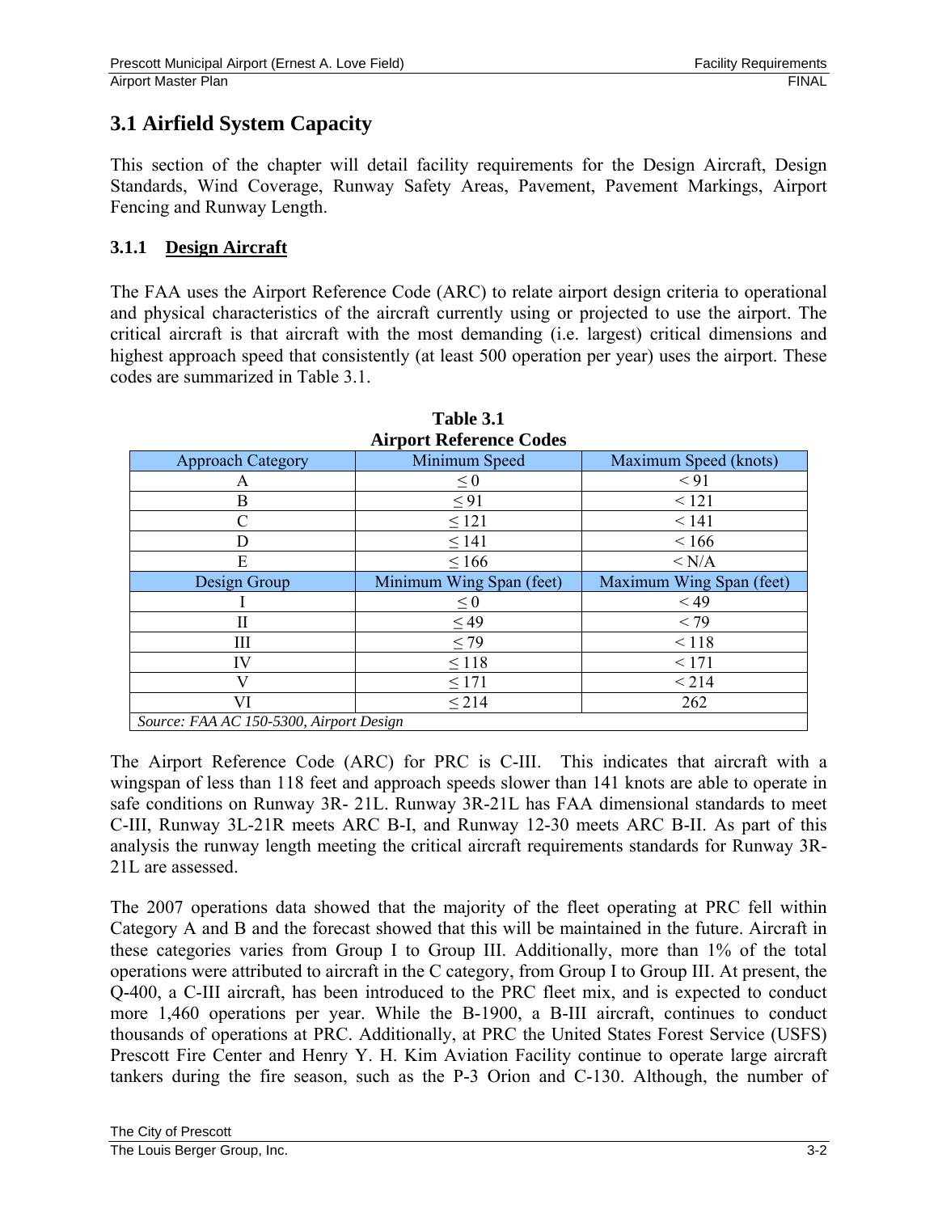## 3.1 Airfield System Capacity

This section of the chapter will detail facility requirements for the Design Aircraft, Design Standards, Wind Coverage, Runway Safety Areas, Pavement, Pavement Markings, Airport Fencing and Runway Length.

### 3.1.1 Design Aircraft

The FAA uses the Airport Reference Code (ARC) to relate airport design criteria to operational and physical characteristics of the aircraft currently using or projected to use the airport. The critical aircraft is that aircraft with the most demanding (i.e. largest) critical dimensions and highest approach speed that consistently (at least 500 operation per year) uses the airport. These codes are summarized in Table 3.1.

**Table 3.1**
**Airport Reference Codes**

| Approach Category | Minimum Speed | Maximum Speed (knots) |
|---|---|---|
| A | ≤ 0 | < 91 |
| B | ≤ 91 | < 121 |
| C | ≤ 121 | < 141 |
| D | ≤ 141 | < 166 |
| E | ≤ 166 | < N/A |
| **Design Group** | **Minimum Wing Span (feet)** | **Maximum Wing Span (feet)** |
| I | ≤ 0 | < 49 |
| II | ≤ 49 | < 79 |
| III | ≤ 79 | < 118 |
| IV | ≤ 118 | < 171 |
| V | ≤ 171 | < 214 |
| VI | ≤ 214 | 262 |
| *Source: FAA AC 150-5300, Airport Design* | | |

The Airport Reference Code (ARC) for PRC is C-III. This indicates that aircraft with a wingspan of less than 118 feet and approach speeds slower than 141 knots are able to operate in safe conditions on Runway 3R- 21L. Runway 3R-21L has FAA dimensional standards to meet C-III, Runway 3L-21R meets ARC B-I, and Runway 12-30 meets ARC B-II. As part of this analysis the runway length meeting the critical aircraft requirements standards for Runway 3R-21L are assessed.

The 2007 operations data showed that the majority of the fleet operating at PRC fell within Category A and B and the forecast showed that this will be maintained in the future. Aircraft in these categories varies from Group I to Group III. Additionally, more than 1% of the total operations were attributed to aircraft in the C category, from Group I to Group III. At present, the Q-400, a C-III aircraft, has been introduced to the PRC fleet mix, and is expected to conduct more 1,460 operations per year. While the B-1900, a B-III aircraft, continues to conduct thousands of operations at PRC. Additionally, at PRC the United States Forest Service (USFS) Prescott Fire Center and Henry Y. H. Kim Aviation Facility continue to operate large aircraft tankers during the fire season, such as the P-3 Orion and C-130. Although, the number of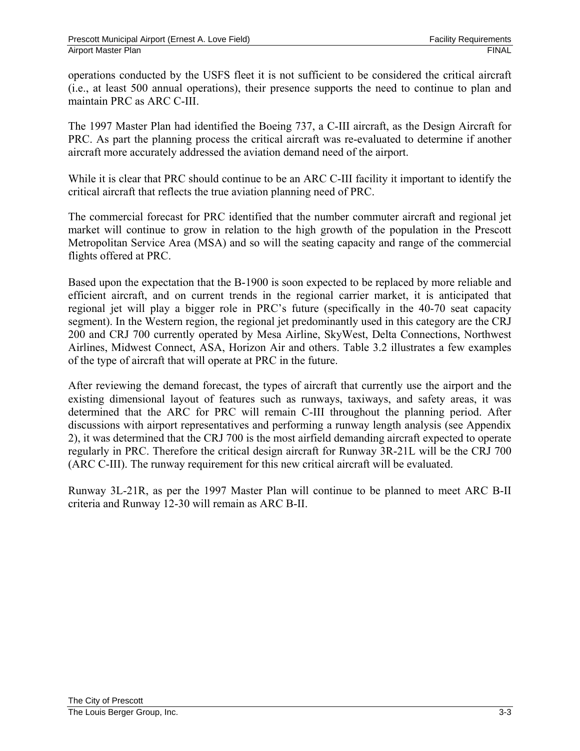operations conducted by the USFS fleet it is not sufficient to be considered the critical aircraft (i.e., at least 500 annual operations), their presence supports the need to continue to plan and maintain PRC as ARC C-III.

The 1997 Master Plan had identified the Boeing 737, a C-III aircraft, as the Design Aircraft for PRC. As part the planning process the critical aircraft was re-evaluated to determine if another aircraft more accurately addressed the aviation demand need of the airport.

While it is clear that PRC should continue to be an ARC C-III facility it important to identify the critical aircraft that reflects the true aviation planning need of PRC.

The commercial forecast for PRC identified that the number commuter aircraft and regional jet market will continue to grow in relation to the high growth of the population in the Prescott Metropolitan Service Area (MSA) and so will the seating capacity and range of the commercial flights offered at PRC.

Based upon the expectation that the B-1900 is soon expected to be replaced by more reliable and efficient aircraft, and on current trends in the regional carrier market, it is anticipated that regional jet will play a bigger role in PRC's future (specifically in the 40-70 seat capacity segment). In the Western region, the regional jet predominantly used in this category are the CRJ 200 and CRJ 700 currently operated by Mesa Airline, SkyWest, Delta Connections, Northwest Airlines, Midwest Connect, ASA, Horizon Air and others. Table 3.2 illustrates a few examples of the type of aircraft that will operate at PRC in the future.

After reviewing the demand forecast, the types of aircraft that currently use the airport and the existing dimensional layout of features such as runways, taxiways, and safety areas, it was determined that the ARC for PRC will remain C-III throughout the planning period. After discussions with airport representatives and performing a runway length analysis (see Appendix 2), it was determined that the CRJ 700 is the most airfield demanding aircraft expected to operate regularly in PRC. Therefore the critical design aircraft for Runway 3R-21L will be the CRJ 700 (ARC C-III). The runway requirement for this new critical aircraft will be evaluated.

Runway 3L-21R, as per the 1997 Master Plan will continue to be planned to meet ARC B-II criteria and Runway 12-30 will remain as ARC B-II.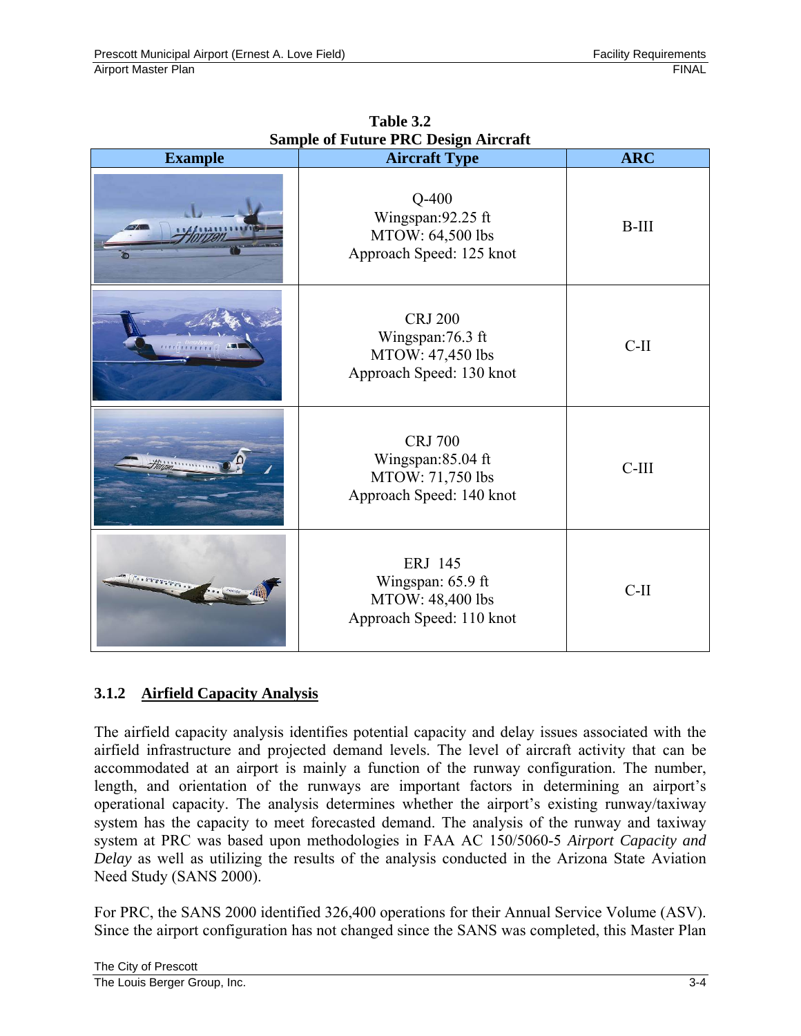**Table 3.2**
**Sample of Future PRC Design Aircraft**

| Example | Aircraft Type | ARC |
|---|---|---|
| | Q-400<br>Wingspan:92.25 ft<br>MTOW: 64,500 lbs<br>Approach Speed: 125 knot | B-III |
| | CRJ 200<br>Wingspan:76.3 ft<br>MTOW: 47,450 lbs<br>Approach Speed: 130 knot | C-II |
| | CRJ 700<br>Wingspan:85.04 ft<br>MTOW: 71,750 lbs<br>Approach Speed: 140 knot | C-III |
| | ERJ 145<br>Wingspan: 65.9 ft<br>MTOW: 48,400 lbs<br>Approach Speed: 110 knot | C-II |

### 3.1.2 Airfield Capacity Analysis

The airfield capacity analysis identifies potential capacity and delay issues associated with the airfield infrastructure and projected demand levels. The level of aircraft activity that can be accommodated at an airport is mainly a function of the runway configuration. The number, length, and orientation of the runways are important factors in determining an airport's operational capacity. The analysis determines whether the airport's existing runway/taxiway system has the capacity to meet forecasted demand. The analysis of the runway and taxiway system at PRC was based upon methodologies in FAA AC 150/5060-5 *Airport Capacity and Delay* as well as utilizing the results of the analysis conducted in the Arizona State Aviation Need Study (SANS 2000).

For PRC, the SANS 2000 identified 326,400 operations for their Annual Service Volume (ASV). Since the airport configuration has not changed since the SANS was completed, this Master Plan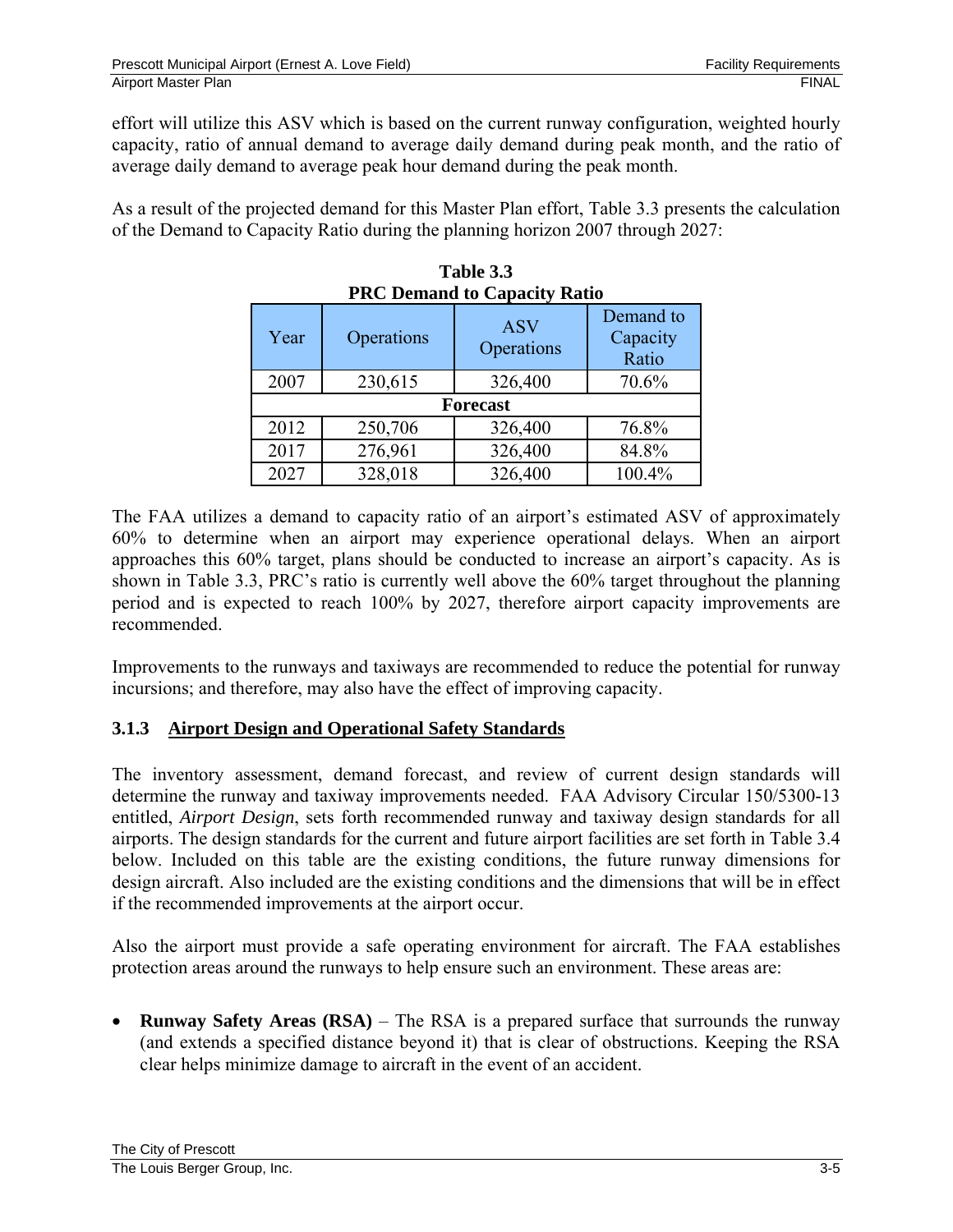effort will utilize this ASV which is based on the current runway configuration, weighted hourly capacity, ratio of annual demand to average daily demand during peak month, and the ratio of average daily demand to average peak hour demand during the peak month.

As a result of the projected demand for this Master Plan effort, Table 3.3 presents the calculation of the Demand to Capacity Ratio during the planning horizon 2007 through 2027:

**Table 3.3**
**PRC Demand to Capacity Ratio**

| Year | Operations | ASV Operations | Demand to Capacity Ratio |
|---|---|---|---|
| 2007 | 230,615 | 326,400 | 70.6% |
| **Forecast** | | | |
| 2012 | 250,706 | 326,400 | 76.8% |
| 2017 | 276,961 | 326,400 | 84.8% |
| 2027 | 328,018 | 326,400 | 100.4% |

The FAA utilizes a demand to capacity ratio of an airport's estimated ASV of approximately 60% to determine when an airport may experience operational delays. When an airport approaches this 60% target, plans should be conducted to increase an airport's capacity. As is shown in Table 3.3, PRC's ratio is currently well above the 60% target throughout the planning period and is expected to reach 100% by 2027, therefore airport capacity improvements are recommended.

Improvements to the runways and taxiways are recommended to reduce the potential for runway incursions; and therefore, may also have the effect of improving capacity.

### 3.1.3 Airport Design and Operational Safety Standards

The inventory assessment, demand forecast, and review of current design standards will determine the runway and taxiway improvements needed. FAA Advisory Circular 150/5300-13 entitled, *Airport Design*, sets forth recommended runway and taxiway design standards for all airports. The design standards for the current and future airport facilities are set forth in Table 3.4 below. Included on this table are the existing conditions, the future runway dimensions for design aircraft. Also included are the existing conditions and the dimensions that will be in effect if the recommended improvements at the airport occur.

Also the airport must provide a safe operating environment for aircraft. The FAA establishes protection areas around the runways to help ensure such an environment. These areas are:

- **Runway Safety Areas (RSA)** – The RSA is a prepared surface that surrounds the runway (and extends a specified distance beyond it) that is clear of obstructions. Keeping the RSA clear helps minimize damage to aircraft in the event of an accident.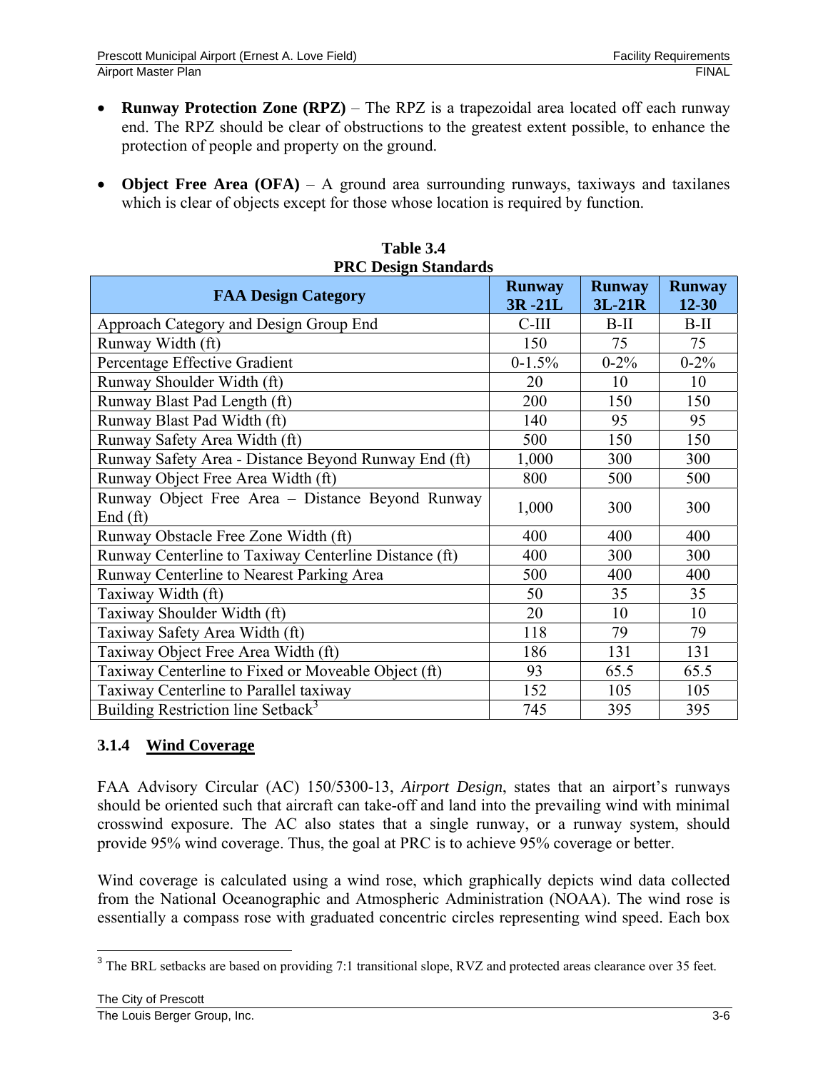- **Runway Protection Zone (RPZ)** – The RPZ is a trapezoidal area located off each runway end. The RPZ should be clear of obstructions to the greatest extent possible, to enhance the protection of people and property on the ground.

- **Object Free Area (OFA)** – A ground area surrounding runways, taxiways and taxilanes which is clear of objects except for those whose location is required by function.

**Table 3.4**
**PRC Design Standards**

| FAA Design Category | Runway 3R -21L | Runway 3L-21R | Runway 12-30 |
|---|---|---|---|
| Approach Category and Design Group End | C-III | B-II | B-II |
| Runway Width (ft) | 150 | 75 | 75 |
| Percentage Effective Gradient | 0-1.5% | 0-2% | 0-2% |
| Runway Shoulder Width (ft) | 20 | 10 | 10 |
| Runway Blast Pad Length (ft) | 200 | 150 | 150 |
| Runway Blast Pad Width (ft) | 140 | 95 | 95 |
| Runway Safety Area Width (ft) | 500 | 150 | 150 |
| Runway Safety Area - Distance Beyond Runway End (ft) | 1,000 | 300 | 300 |
| Runway Object Free Area Width (ft) | 800 | 500 | 500 |
| Runway Object Free Area – Distance Beyond Runway End (ft) | 1,000 | 300 | 300 |
| Runway Obstacle Free Zone Width (ft) | 400 | 400 | 400 |
| Runway Centerline to Taxiway Centerline Distance (ft) | 400 | 300 | 300 |
| Runway Centerline to Nearest Parking Area | 500 | 400 | 400 |
| Taxiway Width (ft) | 50 | 35 | 35 |
| Taxiway Shoulder Width (ft) | 20 | 10 | 10 |
| Taxiway Safety Area Width (ft) | 118 | 79 | 79 |
| Taxiway Object Free Area Width (ft) | 186 | 131 | 131 |
| Taxiway Centerline to Fixed or Moveable Object (ft) | 93 | 65.5 | 65.5 |
| Taxiway Centerline to Parallel taxiway | 152 | 105 | 105 |
| Building Restriction line Setback[3] | 745 | 395 | 395 |

### 3.1.4 Wind Coverage

FAA Advisory Circular (AC) 150/5300-13, *Airport Design*, states that an airport's runways should be oriented such that aircraft can take-off and land into the prevailing wind with minimal crosswind exposure. The AC also states that a single runway, or a runway system, should provide 95% wind coverage. Thus, the goal at PRC is to achieve 95% coverage or better.

Wind coverage is calculated using a wind rose, which graphically depicts wind data collected from the National Oceanographic and Atmospheric Administration (NOAA). The wind rose is essentially a compass rose with graduated concentric circles representing wind speed. Each box

[3] The BRL setbacks are based on providing 7:1 transitional slope, RVZ and protected areas clearance over 35 feet.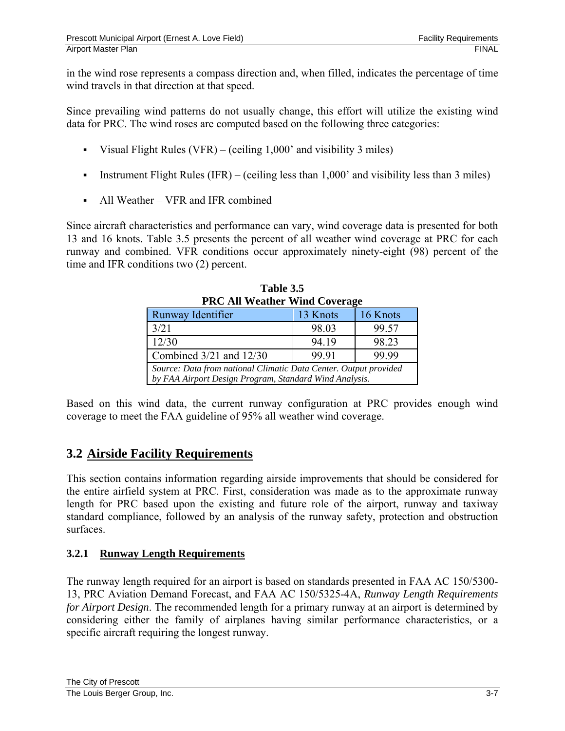in the wind rose represents a compass direction and, when filled, indicates the percentage of time wind travels in that direction at that speed.

Since prevailing wind patterns do not usually change, this effort will utilize the existing wind data for PRC. The wind roses are computed based on the following three categories:

- Visual Flight Rules (VFR) – (ceiling 1,000' and visibility 3 miles)
- Instrument Flight Rules (IFR) – (ceiling less than 1,000' and visibility less than 3 miles)
- All Weather – VFR and IFR combined

Since aircraft characteristics and performance can vary, wind coverage data is presented for both 13 and 16 knots. Table 3.5 presents the percent of all weather wind coverage at PRC for each runway and combined. VFR conditions occur approximately ninety-eight (98) percent of the time and IFR conditions two (2) percent.

**Table 3.5**
**PRC All Weather Wind Coverage**

| Runway Identifier | 13 Knots | 16 Knots |
|---|---|---|
| 3/21 | 98.03 | 99.57 |
| 12/30 | 94.19 | 98.23 |
| Combined 3/21 and 12/30 | 99.91 | 99.99 |

*Source: Data from national Climatic Data Center. Output provided by FAA Airport Design Program, Standard Wind Analysis.*

Based on this wind data, the current runway configuration at PRC provides enough wind coverage to meet the FAA guideline of 95% all weather wind coverage.

## 3.2 Airside Facility Requirements

This section contains information regarding airside improvements that should be considered for the entire airfield system at PRC. First, consideration was made as to the approximate runway length for PRC based upon the existing and future role of the airport, runway and taxiway standard compliance, followed by an analysis of the runway safety, protection and obstruction surfaces.

### 3.2.1 Runway Length Requirements

The runway length required for an airport is based on standards presented in FAA AC 150/5300-13, PRC Aviation Demand Forecast, and FAA AC 150/5325-4A, *Runway Length Requirements for Airport Design*. The recommended length for a primary runway at an airport is determined by considering either the family of airplanes having similar performance characteristics, or a specific aircraft requiring the longest runway.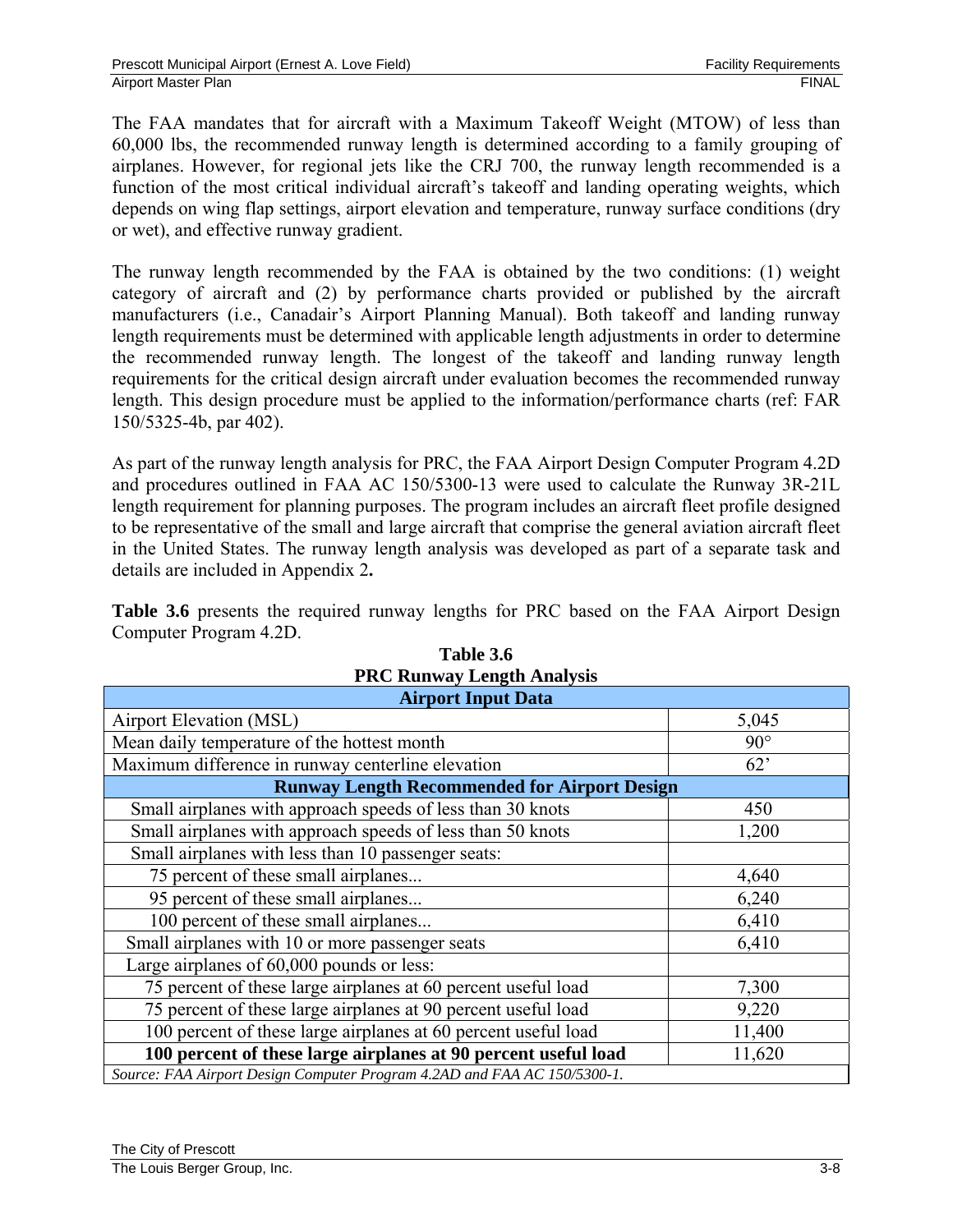The FAA mandates that for aircraft with a Maximum Takeoff Weight (MTOW) of less than 60,000 lbs, the recommended runway length is determined according to a family grouping of airplanes. However, for regional jets like the CRJ 700, the runway length recommended is a function of the most critical individual aircraft's takeoff and landing operating weights, which depends on wing flap settings, airport elevation and temperature, runway surface conditions (dry or wet), and effective runway gradient.

The runway length recommended by the FAA is obtained by the two conditions: (1) weight category of aircraft and (2) by performance charts provided or published by the aircraft manufacturers (i.e., Canadair's Airport Planning Manual). Both takeoff and landing runway length requirements must be determined with applicable length adjustments in order to determine the recommended runway length. The longest of the takeoff and landing runway length requirements for the critical design aircraft under evaluation becomes the recommended runway length. This design procedure must be applied to the information/performance charts (ref: FAR 150/5325-4b, par 402).

As part of the runway length analysis for PRC, the FAA Airport Design Computer Program 4.2D and procedures outlined in FAA AC 150/5300-13 were used to calculate the Runway 3R-21L length requirement for planning purposes. The program includes an aircraft fleet profile designed to be representative of the small and large aircraft that comprise the general aviation aircraft fleet in the United States. The runway length analysis was developed as part of a separate task and details are included in Appendix 2**.**

**Table 3.6** presents the required runway lengths for PRC based on the FAA Airport Design Computer Program 4.2D.

**Table 3.6**
**PRC Runway Length Analysis**

| **Airport Input Data** | |
|---|---|
| Airport Elevation (MSL) | 5,045 |
| Mean daily temperature of the hottest month | 90° |
| Maximum difference in runway centerline elevation | 62' |
| **Runway Length Recommended for Airport Design** | |
| Small airplanes with approach speeds of less than 30 knots | 450 |
| Small airplanes with approach speeds of less than 50 knots | 1,200 |
| Small airplanes with less than 10 passenger seats: | |
| 75 percent of these small airplanes... | 4,640 |
| 95 percent of these small airplanes... | 6,240 |
| 100 percent of these small airplanes... | 6,410 |
| Small airplanes with 10 or more passenger seats | 6,410 |
| Large airplanes of 60,000 pounds or less: | |
| 75 percent of these large airplanes at 60 percent useful load | 7,300 |
| 75 percent of these large airplanes at 90 percent useful load | 9,220 |
| 100 percent of these large airplanes at 60 percent useful load | 11,400 |
| **100 percent of these large airplanes at 90 percent useful load** | 11,620 |

*Source: FAA Airport Design Computer Program 4.2AD and FAA AC 150/5300-1.*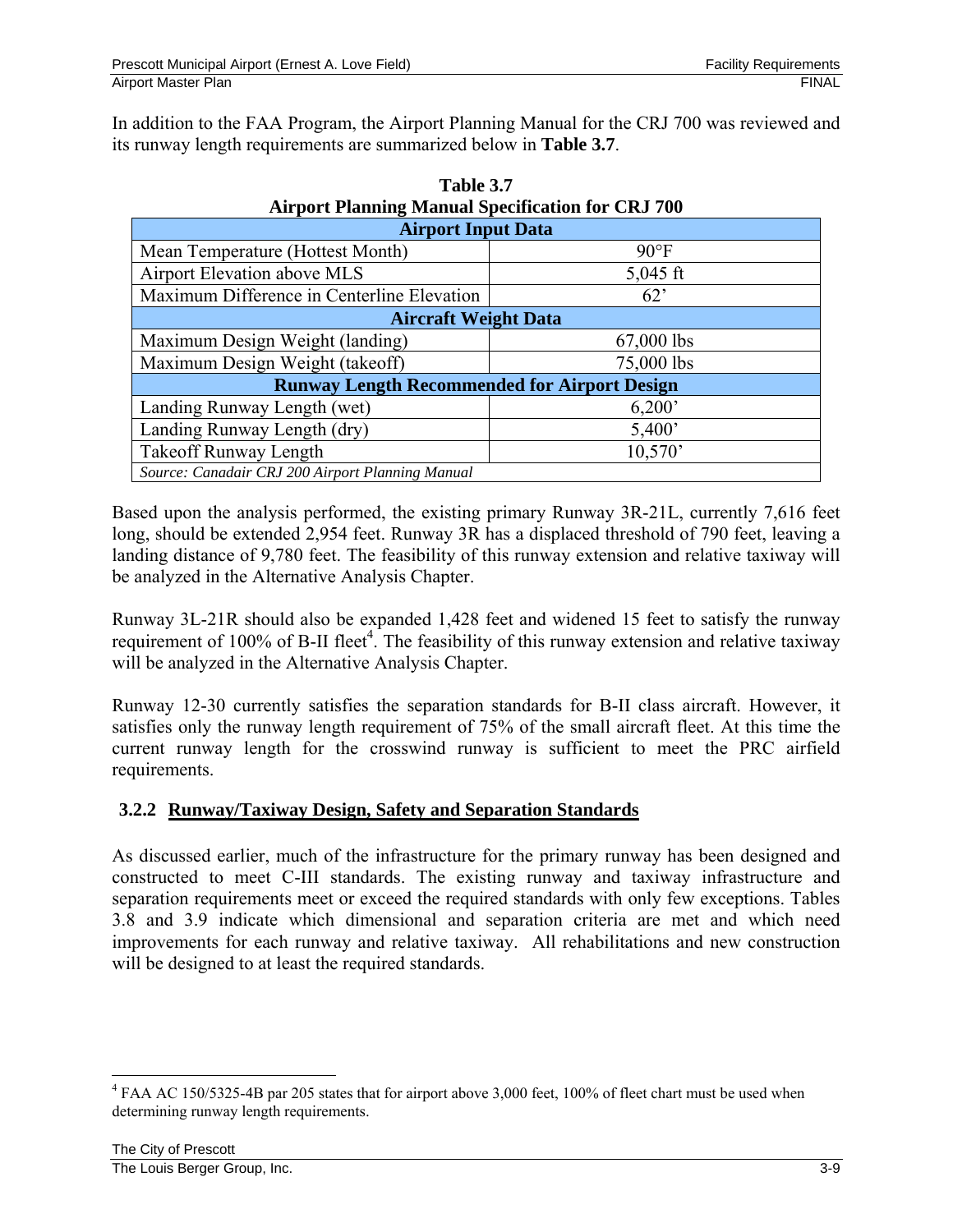In addition to the FAA Program, the Airport Planning Manual for the CRJ 700 was reviewed and its runway length requirements are summarized below in **Table 3.7**.

**Table 3.7**
**Airport Planning Manual Specification for CRJ 700**

| **Airport Input Data** | |
|---|---|
| Mean Temperature (Hottest Month) | 90°F |
| Airport Elevation above MLS | 5,045 ft |
| Maximum Difference in Centerline Elevation | 62' |
| **Aircraft Weight Data** | |
| Maximum Design Weight (landing) | 67,000 lbs |
| Maximum Design Weight (takeoff) | 75,000 lbs |
| **Runway Length Recommended for Airport Design** | |
| Landing Runway Length (wet) | 6,200' |
| Landing Runway Length (dry) | 5,400' |
| Takeoff Runway Length | 10,570' |
| *Source: Canadair CRJ 200 Airport Planning Manual* | |

Based upon the analysis performed, the existing primary Runway 3R-21L, currently 7,616 feet long, should be extended 2,954 feet. Runway 3R has a displaced threshold of 790 feet, leaving a landing distance of 9,780 feet. The feasibility of this runway extension and relative taxiway will be analyzed in the Alternative Analysis Chapter.

Runway 3L-21R should also be expanded 1,428 feet and widened 15 feet to satisfy the runway requirement of 100% of B-II fleet[4]. The feasibility of this runway extension and relative taxiway will be analyzed in the Alternative Analysis Chapter.

Runway 12-30 currently satisfies the separation standards for B-II class aircraft. However, it satisfies only the runway length requirement of 75% of the small aircraft fleet. At this time the current runway length for the crosswind runway is sufficient to meet the PRC airfield requirements.

### 3.2.2 Runway/Taxiway Design, Safety and Separation Standards

As discussed earlier, much of the infrastructure for the primary runway has been designed and constructed to meet C-III standards. The existing runway and taxiway infrastructure and separation requirements meet or exceed the required standards with only few exceptions. Tables 3.8 and 3.9 indicate which dimensional and separation criteria are met and which need improvements for each runway and relative taxiway. All rehabilitations and new construction will be designed to at least the required standards.

[4] FAA AC 150/5325-4B par 205 states that for airport above 3,000 feet, 100% of fleet chart must be used when determining runway length requirements.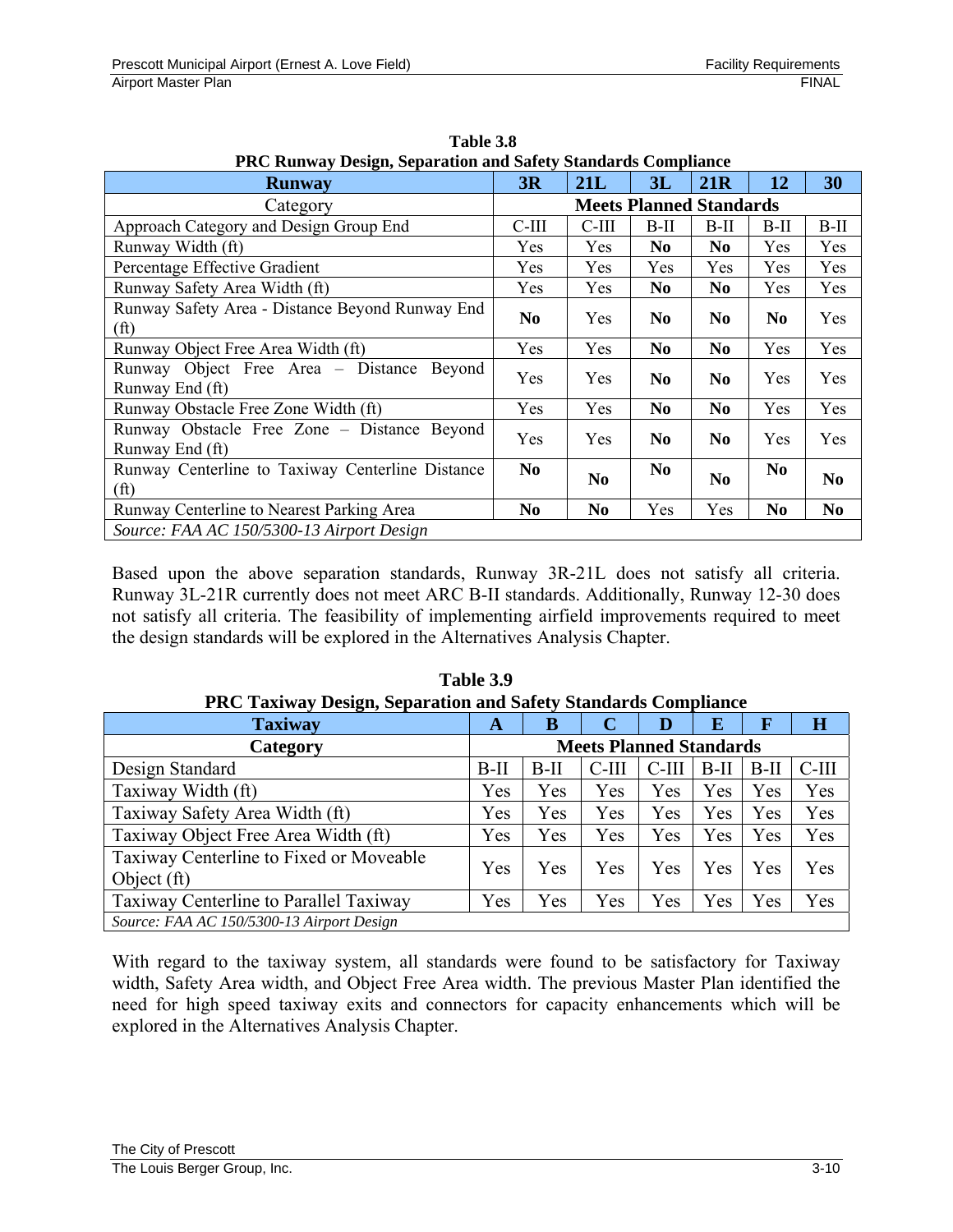**Table 3.8**
**PRC Runway Design, Separation and Safety Standards Compliance**

| Runway | 3R | 21L | 3L | 21R | 12 | 30 |
|---|---|---|---|---|---|---|
| Category | **Meets Planned Standards** | | | | | |
| Approach Category and Design Group End | C-III | C-III | B-II | B-II | B-II | B-II |
| Runway Width (ft) | Yes | Yes | **No** | **No** | Yes | Yes |
| Percentage Effective Gradient | Yes | Yes | Yes | Yes | Yes | Yes |
| Runway Safety Area Width (ft) | Yes | Yes | **No** | **No** | Yes | Yes |
| Runway Safety Area - Distance Beyond Runway End (ft) | **No** | Yes | **No** | **No** | **No** | Yes |
| Runway Object Free Area Width (ft) | Yes | Yes | **No** | **No** | Yes | Yes |
| Runway Object Free Area – Distance Beyond Runway End (ft) | Yes | Yes | **No** | **No** | Yes | Yes |
| Runway Obstacle Free Zone Width (ft) | Yes | Yes | **No** | **No** | Yes | Yes |
| Runway Obstacle Free Zone – Distance Beyond Runway End (ft) | Yes | Yes | **No** | **No** | Yes | Yes |
| Runway Centerline to Taxiway Centerline Distance (ft) | **No** | **No** | **No** | **No** | **No** | **No** |
| Runway Centerline to Nearest Parking Area | **No** | **No** | Yes | Yes | **No** | **No** |
| *Source: FAA AC 150/5300-13 Airport Design* | | | | | | |

Based upon the above separation standards, Runway 3R-21L does not satisfy all criteria. Runway 3L-21R currently does not meet ARC B-II standards. Additionally, Runway 12-30 does not satisfy all criteria. The feasibility of implementing airfield improvements required to meet the design standards will be explored in the Alternatives Analysis Chapter.

**Table 3.9**
**PRC Taxiway Design, Separation and Safety Standards Compliance**

| Taxiway | A | B | C | D | E | F | H |
|---|---|---|---|---|---|---|---|
| **Category** | **Meets Planned Standards** | | | | | | |
| Design Standard | B-II | B-II | C-III | C-III | B-II | B-II | C-III |
| Taxiway Width (ft) | Yes | Yes | Yes | Yes | Yes | Yes | Yes |
| Taxiway Safety Area Width (ft) | Yes | Yes | Yes | Yes | Yes | Yes | Yes |
| Taxiway Object Free Area Width (ft) | Yes | Yes | Yes | Yes | Yes | Yes | Yes |
| Taxiway Centerline to Fixed or Moveable Object (ft) | Yes | Yes | Yes | Yes | Yes | Yes | Yes |
| Taxiway Centerline to Parallel Taxiway | Yes | Yes | Yes | Yes | Yes | Yes | Yes |
| *Source: FAA AC 150/5300-13 Airport Design* | | | | | | | |

With regard to the taxiway system, all standards were found to be satisfactory for Taxiway width, Safety Area width, and Object Free Area width. The previous Master Plan identified the need for high speed taxiway exits and connectors for capacity enhancements which will be explored in the Alternatives Analysis Chapter.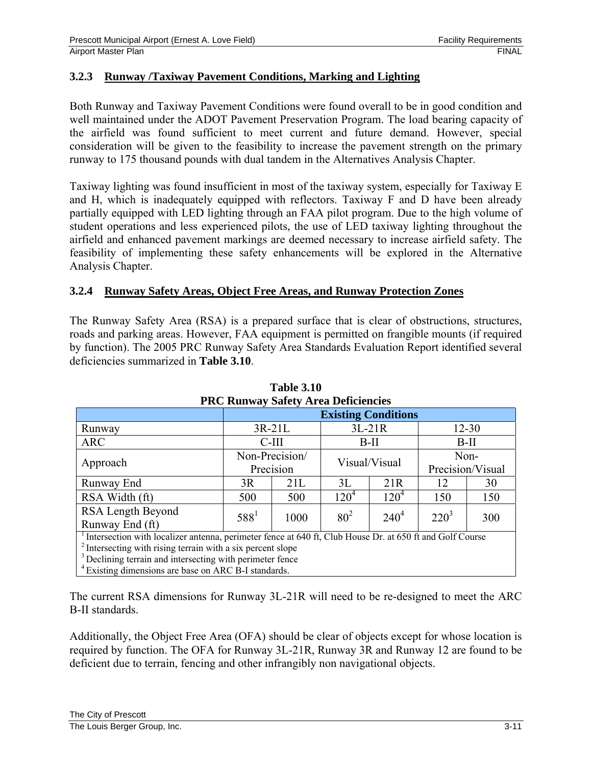### 3.2.3 Runway /Taxiway Pavement Conditions, Marking and Lighting

Both Runway and Taxiway Pavement Conditions were found overall to be in good condition and well maintained under the ADOT Pavement Preservation Program. The load bearing capacity of the airfield was found sufficient to meet current and future demand. However, special consideration will be given to the feasibility to increase the pavement strength on the primary runway to 175 thousand pounds with dual tandem in the Alternatives Analysis Chapter.

Taxiway lighting was found insufficient in most of the taxiway system, especially for Taxiway E and H, which is inadequately equipped with reflectors. Taxiway F and D have been already partially equipped with LED lighting through an FAA pilot program. Due to the high volume of student operations and less experienced pilots, the use of LED taxiway lighting throughout the airfield and enhanced pavement markings are deemed necessary to increase airfield safety. The feasibility of implementing these safety enhancements will be explored in the Alternative Analysis Chapter.

### 3.2.4 Runway Safety Areas, Object Free Areas, and Runway Protection Zones

The Runway Safety Area (RSA) is a prepared surface that is clear of obstructions, structures, roads and parking areas. However, FAA equipment is permitted on frangible mounts (if required by function). The 2005 PRC Runway Safety Area Standards Evaluation Report identified several deficiencies summarized in **Table 3.10**.

**Table 3.10**
**PRC Runway Safety Area Deficiencies**

| | **Existing Conditions** | | | | | |
|---|---|---|---|---|---|---|
| Runway | 3R-21L | | 3L-21R | | 12-30 | |
| ARC | C-III | | B-II | | B-II | |
| Approach | Non-Precision/ Precision | | Visual/Visual | | Non-Precision/Visual | |
| Runway End | 3R | 21L | 3L | 21R | 12 | 30 |
| RSA Width (ft) | 500 | 500 | 120[4] | 120[4] | 150 | 150 |
| RSA Length Beyond Runway End (ft) | 588[1] | 1000 | 80[2] | 240[4] | 220[3] | 300 |

[1] Intersection with localizer antenna, perimeter fence at 640 ft, Club House Dr. at 650 ft and Golf Course
[2] Intersecting with rising terrain with a six percent slope
[3] Declining terrain and intersecting with perimeter fence
[4] Existing dimensions are base on ARC B-I standards.

The current RSA dimensions for Runway 3L-21R will need to be re-designed to meet the ARC B-II standards.

Additionally, the Object Free Area (OFA) should be clear of objects except for whose location is required by function. The OFA for Runway 3L-21R, Runway 3R and Runway 12 are found to be deficient due to terrain, fencing and other infrangibly non navigational objects.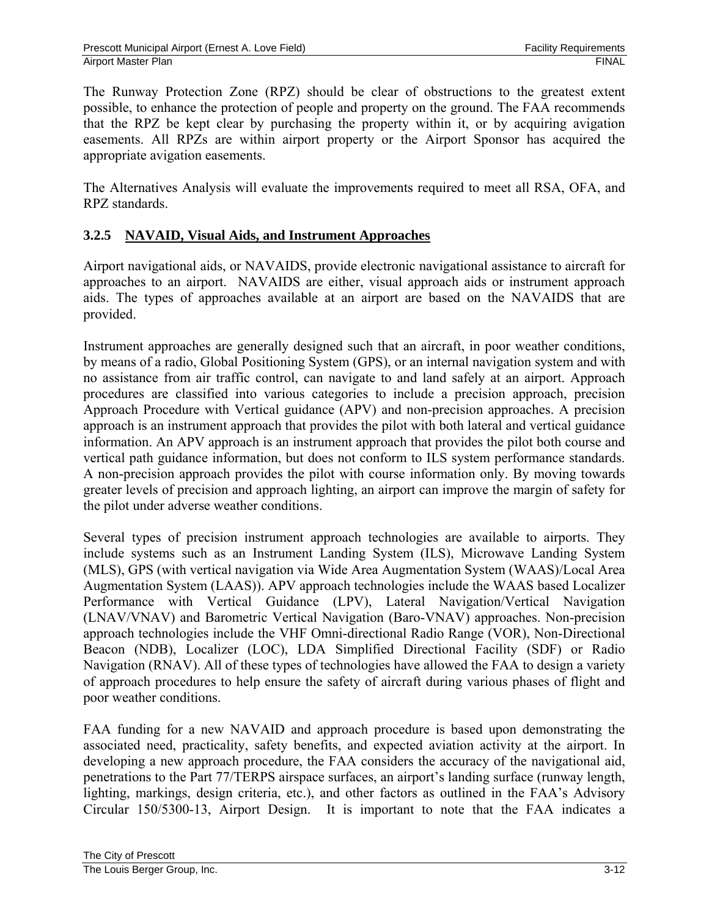The Runway Protection Zone (RPZ) should be clear of obstructions to the greatest extent possible, to enhance the protection of people and property on the ground. The FAA recommends that the RPZ be kept clear by purchasing the property within it, or by acquiring avigation easements. All RPZs are within airport property or the Airport Sponsor has acquired the appropriate avigation easements.

The Alternatives Analysis will evaluate the improvements required to meet all RSA, OFA, and RPZ standards.

### 3.2.5 NAVAID, Visual Aids, and Instrument Approaches

Airport navigational aids, or NAVAIDS, provide electronic navigational assistance to aircraft for approaches to an airport. NAVAIDS are either, visual approach aids or instrument approach aids. The types of approaches available at an airport are based on the NAVAIDS that are provided.

Instrument approaches are generally designed such that an aircraft, in poor weather conditions, by means of a radio, Global Positioning System (GPS), or an internal navigation system and with no assistance from air traffic control, can navigate to and land safely at an airport. Approach procedures are classified into various categories to include a precision approach, precision Approach Procedure with Vertical guidance (APV) and non-precision approaches. A precision approach is an instrument approach that provides the pilot with both lateral and vertical guidance information. An APV approach is an instrument approach that provides the pilot both course and vertical path guidance information, but does not conform to ILS system performance standards. A non-precision approach provides the pilot with course information only. By moving towards greater levels of precision and approach lighting, an airport can improve the margin of safety for the pilot under adverse weather conditions.

Several types of precision instrument approach technologies are available to airports. They include systems such as an Instrument Landing System (ILS), Microwave Landing System (MLS), GPS (with vertical navigation via Wide Area Augmentation System (WAAS)/Local Area Augmentation System (LAAS)). APV approach technologies include the WAAS based Localizer Performance with Vertical Guidance (LPV), Lateral Navigation/Vertical Navigation (LNAV/VNAV) and Barometric Vertical Navigation (Baro-VNAV) approaches. Non-precision approach technologies include the VHF Omni-directional Radio Range (VOR), Non-Directional Beacon (NDB), Localizer (LOC), LDA Simplified Directional Facility (SDF) or Radio Navigation (RNAV). All of these types of technologies have allowed the FAA to design a variety of approach procedures to help ensure the safety of aircraft during various phases of flight and poor weather conditions.

FAA funding for a new NAVAID and approach procedure is based upon demonstrating the associated need, practicality, safety benefits, and expected aviation activity at the airport. In developing a new approach procedure, the FAA considers the accuracy of the navigational aid, penetrations to the Part 77/TERPS airspace surfaces, an airport's landing surface (runway length, lighting, markings, design criteria, etc.), and other factors as outlined in the FAA's Advisory Circular 150/5300-13, Airport Design. It is important to note that the FAA indicates a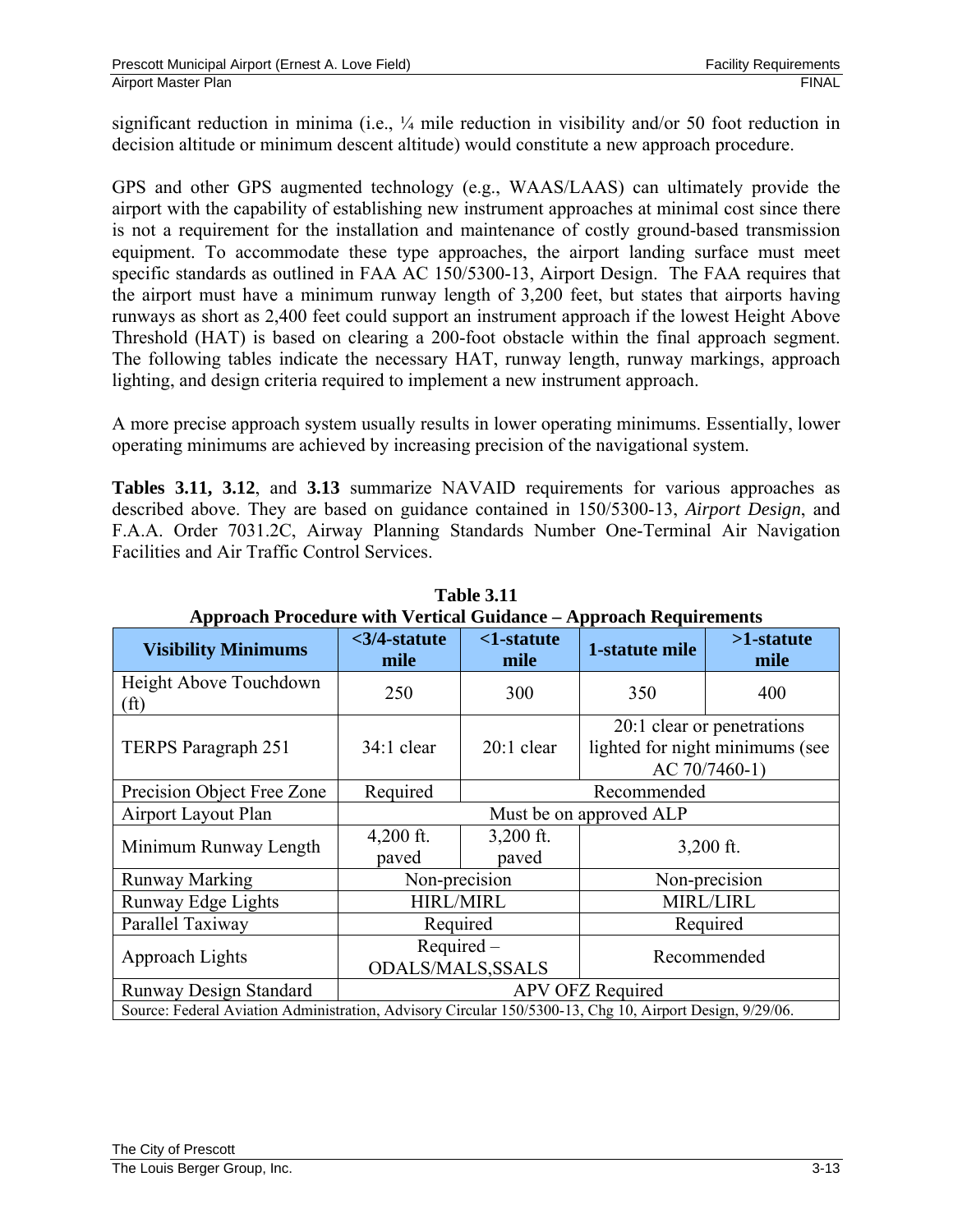significant reduction in minima (i.e., ¼ mile reduction in visibility and/or 50 foot reduction in decision altitude or minimum descent altitude) would constitute a new approach procedure.

GPS and other GPS augmented technology (e.g., WAAS/LAAS) can ultimately provide the airport with the capability of establishing new instrument approaches at minimal cost since there is not a requirement for the installation and maintenance of costly ground-based transmission equipment. To accommodate these type approaches, the airport landing surface must meet specific standards as outlined in FAA AC 150/5300-13, Airport Design. The FAA requires that the airport must have a minimum runway length of 3,200 feet, but states that airports having runways as short as 2,400 feet could support an instrument approach if the lowest Height Above Threshold (HAT) is based on clearing a 200-foot obstacle within the final approach segment. The following tables indicate the necessary HAT, runway length, runway markings, approach lighting, and design criteria required to implement a new instrument approach.

A more precise approach system usually results in lower operating minimums. Essentially, lower operating minimums are achieved by increasing precision of the navigational system.

**Tables 3.11, 3.12**, and **3.13** summarize NAVAID requirements for various approaches as described above. They are based on guidance contained in 150/5300-13, *Airport Design*, and F.A.A. Order 7031.2C, Airway Planning Standards Number One-Terminal Air Navigation Facilities and Air Traffic Control Services.

**Table 3.11**
**Approach Procedure with Vertical Guidance – Approach Requirements**

| Visibility Minimums | <3/4-statute mile | <1-statute mile | 1-statute mile | >1-statute mile |
|---|---|---|---|---|
| Height Above Touchdown (ft) | 250 | 300 | 350 | 400 |
| TERPS Paragraph 251 | 34:1 clear | 20:1 clear | 20:1 clear or penetrations lighted for night minimums (see AC 70/7460-1) | |
| Precision Object Free Zone | Required | Recommended | | |
| Airport Layout Plan | Must be on approved ALP | | | |
| Minimum Runway Length | 4,200 ft. paved | 3,200 ft. paved | 3,200 ft. | |
| Runway Marking | Non-precision | | Non-precision | |
| Runway Edge Lights | HIRL/MIRL | | MIRL/LIRL | |
| Parallel Taxiway | Required | | Required | |
| Approach Lights | Required – ODALS/MALS,SSALS | | Recommended | |
| Runway Design Standard | APV OFZ Required | | | |

Source: Federal Aviation Administration, Advisory Circular 150/5300-13, Chg 10, Airport Design, 9/29/06.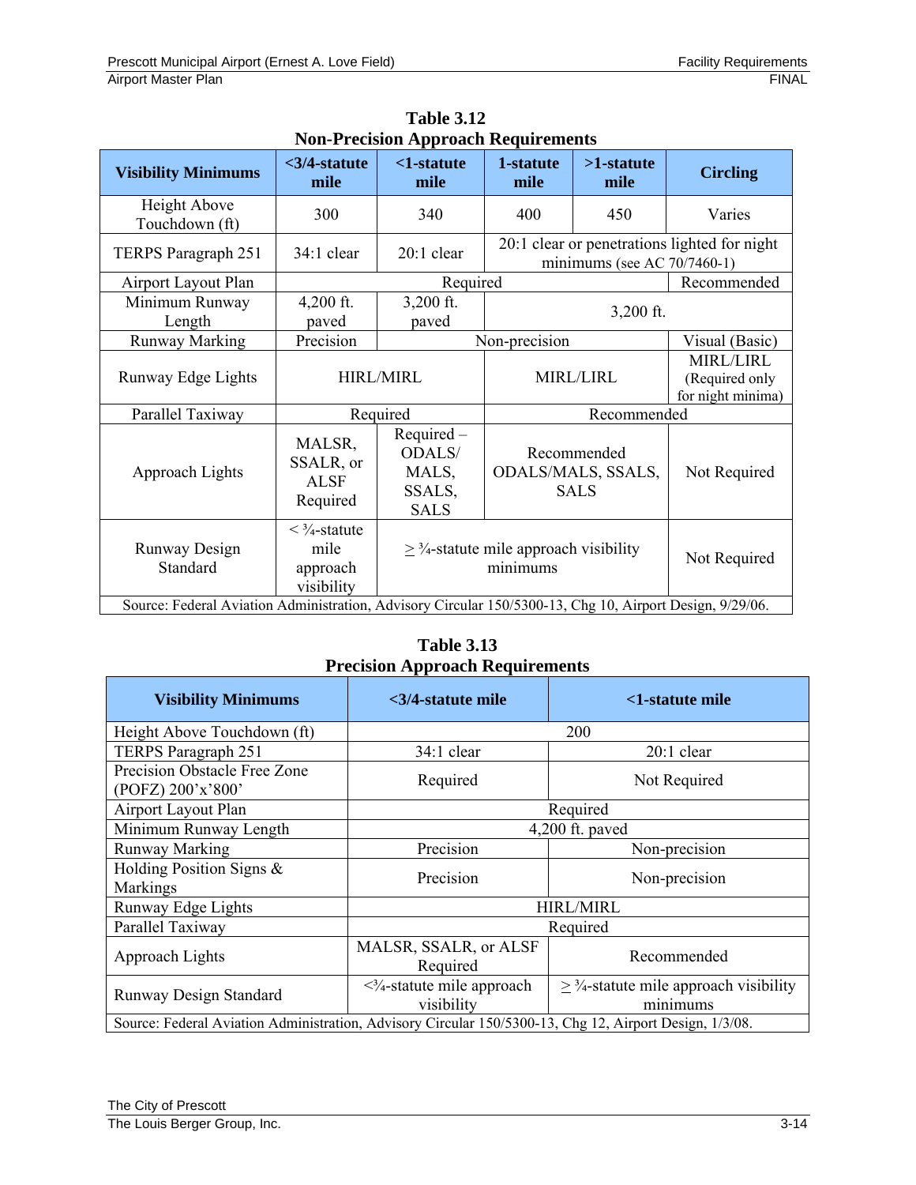**Table 3.12**
**Non-Precision Approach Requirements**

| Visibility Minimums | <3/4-statute mile | <1-statute mile | 1-statute mile | >1-statute mile | Circling |
|---|---|---|---|---|---|
| Height Above Touchdown (ft) | 300 | 340 | 400 | 450 | Varies |
| TERPS Paragraph 251 | 34:1 clear | 20:1 clear | 20:1 clear or penetrations lighted for night minimums (see AC 70/7460-1) | | |
| Airport Layout Plan | Required | | | | Recommended |
| Minimum Runway Length | 4,200 ft. paved | 3,200 ft. paved | 3,200 ft. | | |
| Runway Marking | Precision | Non-precision | | | Visual (Basic) |
| Runway Edge Lights | HIRL/MIRL | | MIRL/LIRL | | MIRL/LIRL (Required only for night minima) |
| Parallel Taxiway | Required | | Recommended | | |
| Approach Lights | MALSR, SSALR, or ALSF Required | Required – ODALS/ MALS, SSALS, SALS | Recommended ODALS/MALS, SSALS, SALS | | Not Required |
| Runway Design Standard | < ¾-statute mile approach visibility | ≥ ¾-statute mile approach visibility minimums | | | Not Required |

Source: Federal Aviation Administration, Advisory Circular 150/5300-13, Chg 10, Airport Design, 9/29/06.

**Table 3.13**
**Precision Approach Requirements**

| Visibility Minimums | <3/4-statute mile | <1-statute mile |
|---|---|---|
| Height Above Touchdown (ft) | 200 | |
| TERPS Paragraph 251 | 34:1 clear | 20:1 clear |
| Precision Obstacle Free Zone (POFZ) 200'x'800' | Required | Not Required |
| Airport Layout Plan | Required | |
| Minimum Runway Length | 4,200 ft. paved | |
| Runway Marking | Precision | Non-precision |
| Holding Position Signs & Markings | Precision | Non-precision |
| Runway Edge Lights | HIRL/MIRL | |
| Parallel Taxiway | Required | |
| Approach Lights | MALSR, SSALR, or ALSF Required | Recommended |
| Runway Design Standard | <¾-statute mile approach visibility | ≥ ¾-statute mile approach visibility minimums |

Source: Federal Aviation Administration, Advisory Circular 150/5300-13, Chg 12, Airport Design, 1/3/08.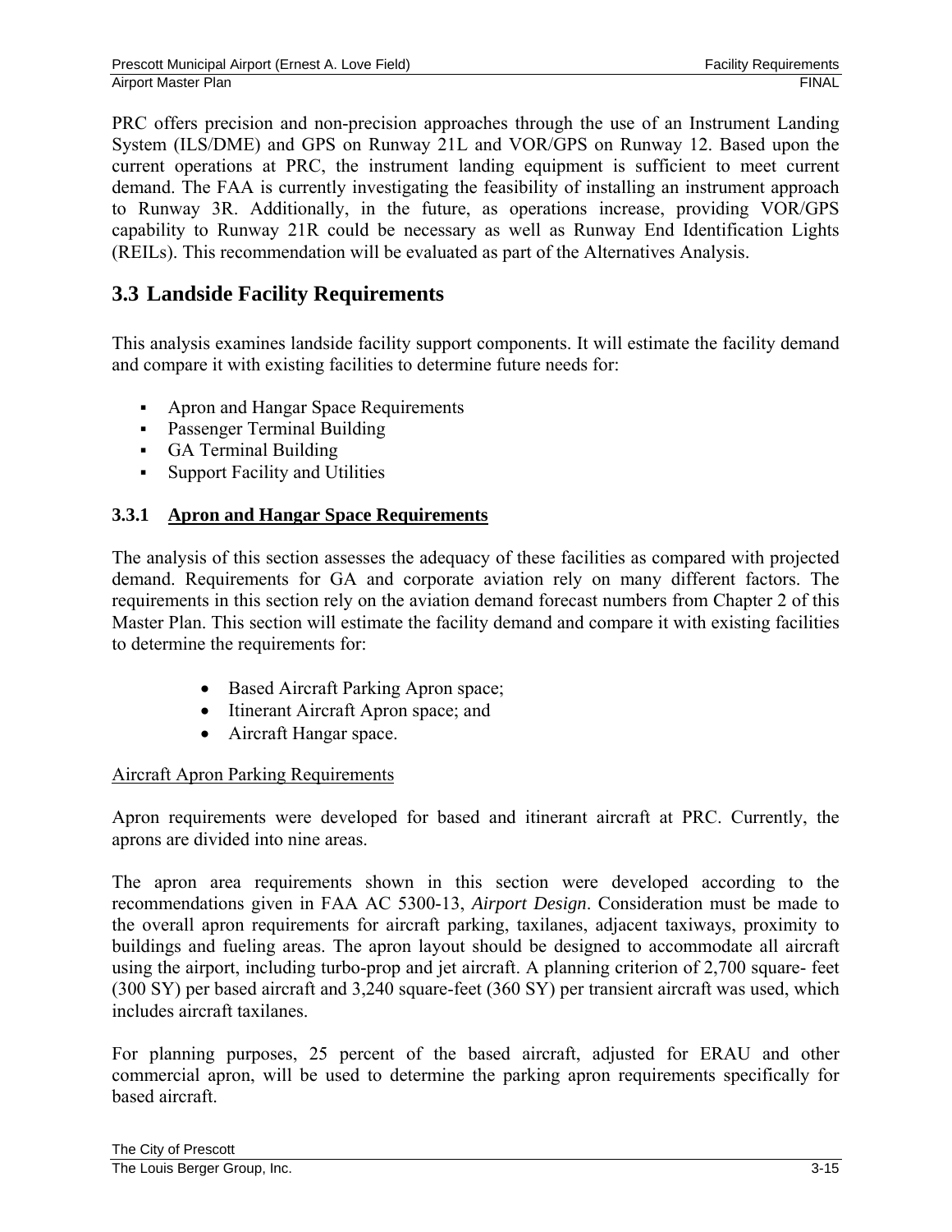PRC offers precision and non-precision approaches through the use of an Instrument Landing System (ILS/DME) and GPS on Runway 21L and VOR/GPS on Runway 12. Based upon the current operations at PRC, the instrument landing equipment is sufficient to meet current demand. The FAA is currently investigating the feasibility of installing an instrument approach to Runway 3R. Additionally, in the future, as operations increase, providing VOR/GPS capability to Runway 21R could be necessary as well as Runway End Identification Lights (REILs). This recommendation will be evaluated as part of the Alternatives Analysis.

## 3.3 Landside Facility Requirements

This analysis examines landside facility support components. It will estimate the facility demand and compare it with existing facilities to determine future needs for:

- Apron and Hangar Space Requirements
- Passenger Terminal Building
- GA Terminal Building
- Support Facility and Utilities

### 3.3.1 Apron and Hangar Space Requirements

The analysis of this section assesses the adequacy of these facilities as compared with projected demand. Requirements for GA and corporate aviation rely on many different factors. The requirements in this section rely on the aviation demand forecast numbers from Chapter 2 of this Master Plan. This section will estimate the facility demand and compare it with existing facilities to determine the requirements for:

- Based Aircraft Parking Apron space;
- Itinerant Aircraft Apron space; and
- Aircraft Hangar space.

Aircraft Apron Parking Requirements

Apron requirements were developed for based and itinerant aircraft at PRC. Currently, the aprons are divided into nine areas.

The apron area requirements shown in this section were developed according to the recommendations given in FAA AC 5300-13, *Airport Design*. Consideration must be made to the overall apron requirements for aircraft parking, taxilanes, adjacent taxiways, proximity to buildings and fueling areas. The apron layout should be designed to accommodate all aircraft using the airport, including turbo-prop and jet aircraft. A planning criterion of 2,700 square- feet (300 SY) per based aircraft and 3,240 square-feet (360 SY) per transient aircraft was used, which includes aircraft taxilanes.

For planning purposes, 25 percent of the based aircraft, adjusted for ERAU and other commercial apron, will be used to determine the parking apron requirements specifically for based aircraft.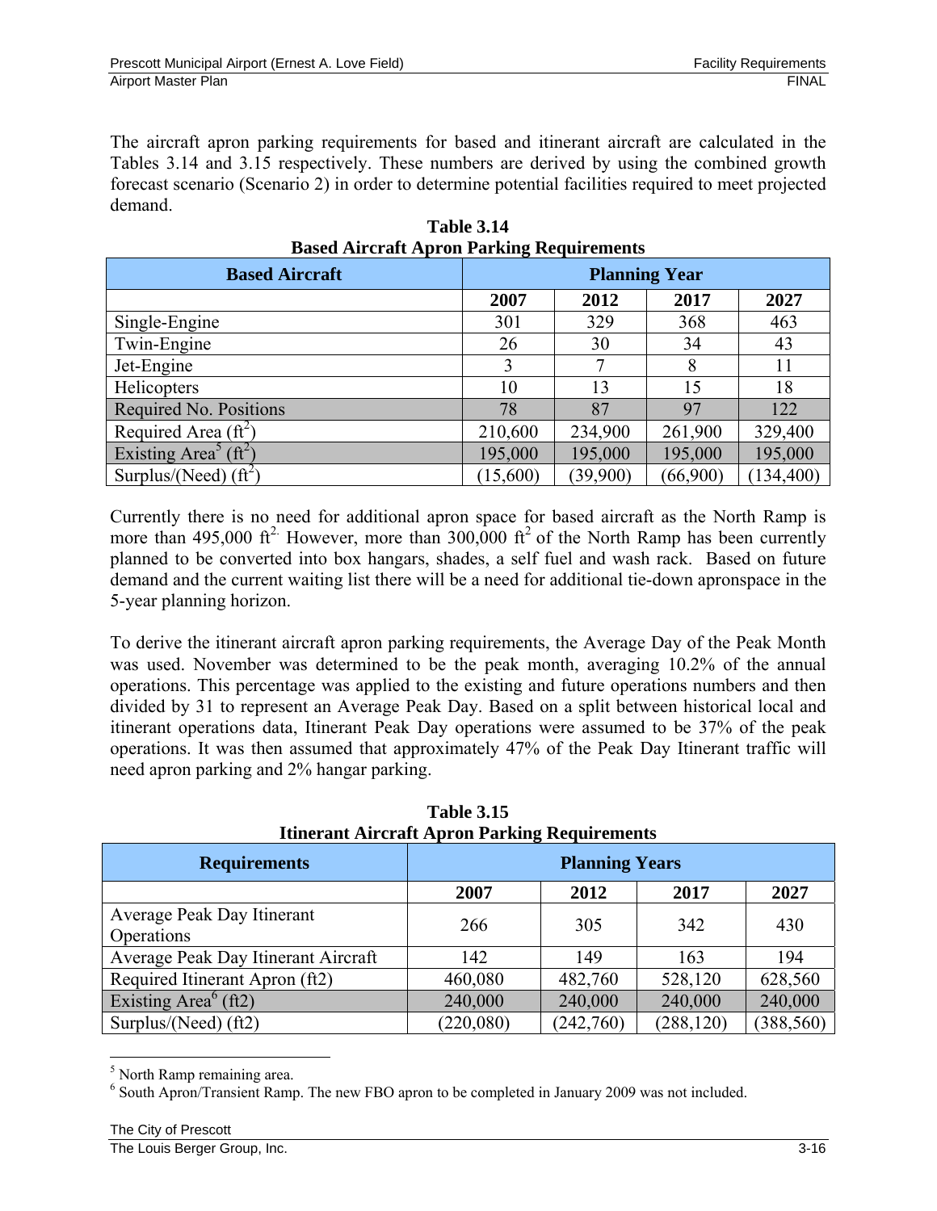The aircraft apron parking requirements for based and itinerant aircraft are calculated in the Tables 3.14 and 3.15 respectively. These numbers are derived by using the combined growth forecast scenario (Scenario 2) in order to determine potential facilities required to meet projected demand.

**Table 3.14**
**Based Aircraft Apron Parking Requirements**

| Based Aircraft | Planning Year | | | |
|---|---|---|---|---|
| | 2007 | 2012 | 2017 | 2027 |
| Single-Engine | 301 | 329 | 368 | 463 |
| Twin-Engine | 26 | 30 | 34 | 43 |
| Jet-Engine | 3 | 7 | 8 | 11 |
| Helicopters | 10 | 13 | 15 | 18 |
| Required No. Positions | 78 | 87 | 97 | 122 |
| Required Area ($ft^2$) | 210,600 | 234,900 | 261,900 | 329,400 |
| Existing Area[5] ($ft^2$) | 195,000 | 195,000 | 195,000 | 195,000 |
| Surplus/(Need) ($ft^2$) | (15,600) | (39,900) | (66,900) | (134,400) |

Currently there is no need for additional apron space for based aircraft as the North Ramp is more than 495,000 $ft^2$. However, more than 300,000 $ft^2$ of the North Ramp has been currently planned to be converted into box hangars, shades, a self fuel and wash rack. Based on future demand and the current waiting list there will be a need for additional tie-down apronspace in the 5-year planning horizon.

To derive the itinerant aircraft apron parking requirements, the Average Day of the Peak Month was used. November was determined to be the peak month, averaging 10.2% of the annual operations. This percentage was applied to the existing and future operations numbers and then divided by 31 to represent an Average Peak Day. Based on a split between historical local and itinerant operations data, Itinerant Peak Day operations were assumed to be 37% of the peak operations. It was then assumed that approximately 47% of the Peak Day Itinerant traffic will need apron parking and 2% hangar parking.

**Table 3.15**
**Itinerant Aircraft Apron Parking Requirements**

| Requirements | Planning Years | | | |
|---|---|---|---|---|
| | 2007 | 2012 | 2017 | 2027 |
| Average Peak Day Itinerant Operations | 266 | 305 | 342 | 430 |
| Average Peak Day Itinerant Aircraft | 142 | 149 | 163 | 194 |
| Required Itinerant Apron (ft2) | 460,080 | 482,760 | 528,120 | 628,560 |
| Existing Area[6] (ft2) | 240,000 | 240,000 | 240,000 | 240,000 |
| Surplus/(Need) (ft2) | (220,080) | (242,760) | (288,120) | (388,560) |

[5] North Ramp remaining area.

[6] South Apron/Transient Ramp. The new FBO apron to be completed in January 2009 was not included.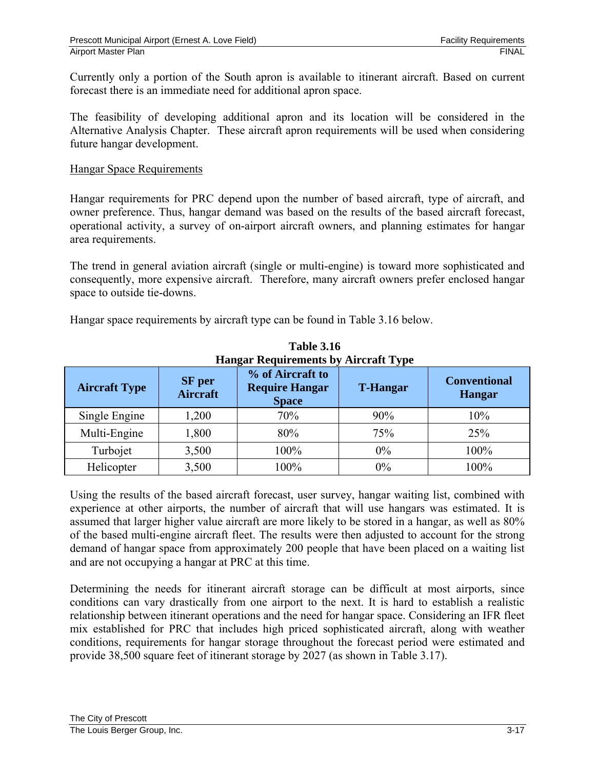Currently only a portion of the South apron is available to itinerant aircraft. Based on current forecast there is an immediate need for additional apron space.

The feasibility of developing additional apron and its location will be considered in the Alternative Analysis Chapter. These aircraft apron requirements will be used when considering future hangar development.

Hangar Space Requirements

Hangar requirements for PRC depend upon the number of based aircraft, type of aircraft, and owner preference. Thus, hangar demand was based on the results of the based aircraft forecast, operational activity, a survey of on-airport aircraft owners, and planning estimates for hangar area requirements.

The trend in general aviation aircraft (single or multi-engine) is toward more sophisticated and consequently, more expensive aircraft. Therefore, many aircraft owners prefer enclosed hangar space to outside tie-downs.

Hangar space requirements by aircraft type can be found in Table 3.16 below.

**Table 3.16**
**Hangar Requirements by Aircraft Type**

| Aircraft Type | SF per Aircraft | % of Aircraft to Require Hangar Space | T-Hangar | Conventional Hangar |
|---|---|---|---|---|
| Single Engine | 1,200 | 70% | 90% | 10% |
| Multi-Engine | 1,800 | 80% | 75% | 25% |
| Turbojet | 3,500 | 100% | 0% | 100% |
| Helicopter | 3,500 | 100% | 0% | 100% |

Using the results of the based aircraft forecast, user survey, hangar waiting list, combined with experience at other airports, the number of aircraft that will use hangars was estimated. It is assumed that larger higher value aircraft are more likely to be stored in a hangar, as well as 80% of the based multi-engine aircraft fleet. The results were then adjusted to account for the strong demand of hangar space from approximately 200 people that have been placed on a waiting list and are not occupying a hangar at PRC at this time.

Determining the needs for itinerant aircraft storage can be difficult at most airports, since conditions can vary drastically from one airport to the next. It is hard to establish a realistic relationship between itinerant operations and the need for hangar space. Considering an IFR fleet mix established for PRC that includes high priced sophisticated aircraft, along with weather conditions, requirements for hangar storage throughout the forecast period were estimated and provide 38,500 square feet of itinerant storage by 2027 (as shown in Table 3.17).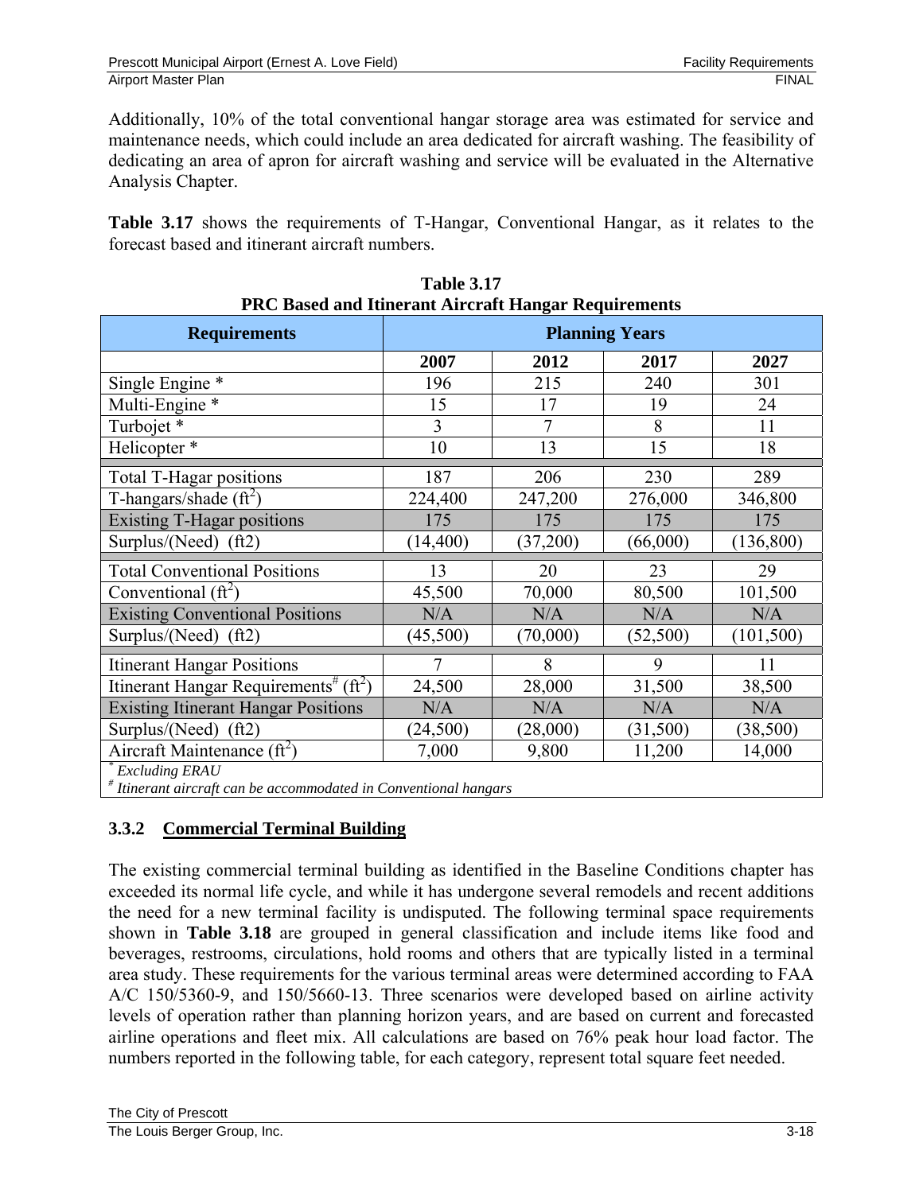Additionally, 10% of the total conventional hangar storage area was estimated for service and maintenance needs, which could include an area dedicated for aircraft washing. The feasibility of dedicating an area of apron for aircraft washing and service will be evaluated in the Alternative Analysis Chapter.

**Table 3.17** shows the requirements of T-Hangar, Conventional Hangar, as it relates to the forecast based and itinerant aircraft numbers.

**Table 3.17**
**PRC Based and Itinerant Aircraft Hangar Requirements**

| Requirements | Planning Years | | | |
|---|---|---|---|---|
| | 2007 | 2012 | 2017 | 2027 |
| Single Engine * | 196 | 215 | 240 | 301 |
| Multi-Engine * | 15 | 17 | 19 | 24 |
| Turbojet * | 3 | 7 | 8 | 11 |
| Helicopter * | 10 | 13 | 15 | 18 |
| Total T-Hagar positions | 187 | 206 | 230 | 289 |
| T-hangars/shade (ft$^2$) | 224,400 | 247,200 | 276,000 | 346,800 |
| Existing T-Hagar positions | 175 | 175 | 175 | 175 |
| Surplus/(Need) (ft2) | (14,400) | (37,200) | (66,000) | (136,800) |
| Total Conventional Positions | 13 | 20 | 23 | 29 |
| Conventional (ft$^2$) | 45,500 | 70,000 | 80,500 | 101,500 |
| Existing Conventional Positions | N/A | N/A | N/A | N/A |
| Surplus/(Need) (ft2) | (45,500) | (70,000) | (52,500) | (101,500) |
| Itinerant Hangar Positions | 7 | 8 | 9 | 11 |
| Itinerant Hangar Requirements[#] (ft$^2$) | 24,500 | 28,000 | 31,500 | 38,500 |
| Existing Itinerant Hangar Positions | N/A | N/A | N/A | N/A |
| Surplus/(Need) (ft2) | (24,500) | (28,000) | (31,500) | (38,500) |
| Aircraft Maintenance (ft$^2$) | 7,000 | 9,800 | 11,200 | 14,000 |

[*] *Excluding ERAU*
[#] *Itinerant aircraft can be accommodated in Conventional hangars*

### 3.3.2 Commercial Terminal Building

The existing commercial terminal building as identified in the Baseline Conditions chapter has exceeded its normal life cycle, and while it has undergone several remodels and recent additions the need for a new terminal facility is undisputed. The following terminal space requirements shown in **Table 3.18** are grouped in general classification and include items like food and beverages, restrooms, circulations, hold rooms and others that are typically listed in a terminal area study. These requirements for the various terminal areas were determined according to FAA A/C 150/5360-9, and 150/5660-13. Three scenarios were developed based on airline activity levels of operation rather than planning horizon years, and are based on current and forecasted airline operations and fleet mix. All calculations are based on 76% peak hour load factor. The numbers reported in the following table, for each category, represent total square feet needed.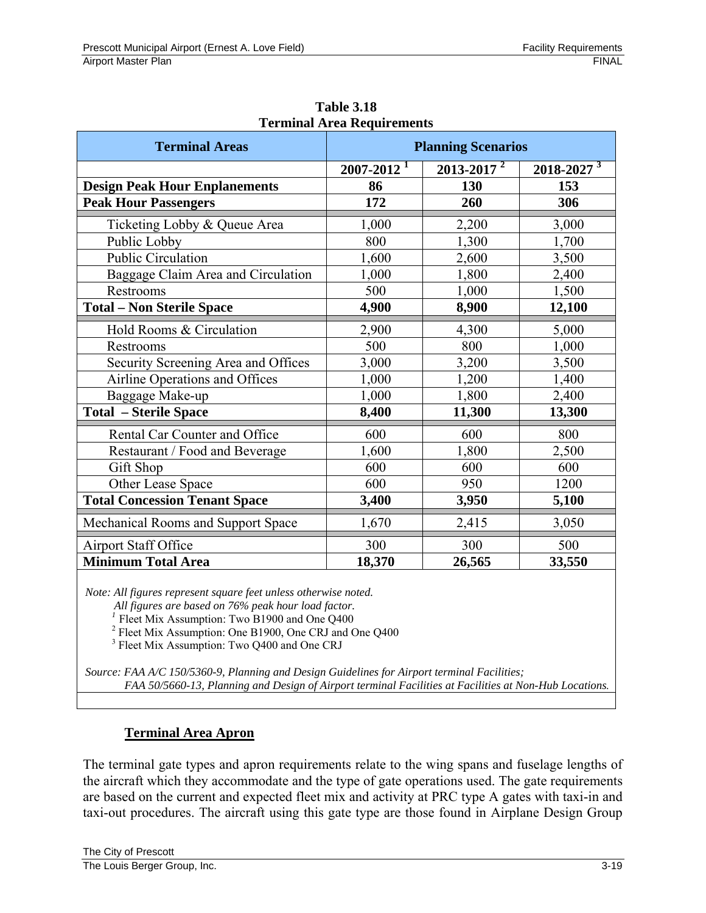**Table 3.18**
**Terminal Area Requirements**

| Terminal Areas | Planning Scenarios | | |
|---|---|---|---|
| | 2007-2012 [1] | 2013-2017 [2] | 2018-2027 [3] |
| **Design Peak Hour Enplanements** | **86** | **130** | **153** |
| **Peak Hour Passengers** | **172** | **260** | **306** |
| Ticketing Lobby & Queue Area | 1,000 | 2,200 | 3,000 |
| Public Lobby | 800 | 1,300 | 1,700 |
| Public Circulation | 1,600 | 2,600 | 3,500 |
| Baggage Claim Area and Circulation | 1,000 | 1,800 | 2,400 |
| Restrooms | 500 | 1,000 | 1,500 |
| **Total – Non Sterile Space** | **4,900** | **8,900** | **12,100** |
| Hold Rooms & Circulation | 2,900 | 4,300 | 5,000 |
| Restrooms | 500 | 800 | 1,000 |
| Security Screening Area and Offices | 3,000 | 3,200 | 3,500 |
| Airline Operations and Offices | 1,000 | 1,200 | 1,400 |
| Baggage Make-up | 1,000 | 1,800 | 2,400 |
| **Total – Sterile Space** | **8,400** | **11,300** | **13,300** |
| Rental Car Counter and Office | 600 | 600 | 800 |
| Restaurant / Food and Beverage | 1,600 | 1,800 | 2,500 |
| Gift Shop | 600 | 600 | 600 |
| Other Lease Space | 600 | 950 | 1200 |
| **Total Concession Tenant Space** | **3,400** | **3,950** | **5,100** |
| Mechanical Rooms and Support Space | 1,670 | 2,415 | 3,050 |
| Airport Staff Office | 300 | 300 | 500 |
| **Minimum Total Area** | **18,370** | **26,565** | **33,550** |

*Note: All figures represent square feet unless otherwise noted.*
*All figures are based on 76% peak hour load factor.*
[1] Fleet Mix Assumption: Two B1900 and One Q400
[2] Fleet Mix Assumption: One B1900, One CRJ and One Q400
[3] Fleet Mix Assumption: Two Q400 and One CRJ

*Source: FAA A/C 150/5360-9, Planning and Design Guidelines for Airport terminal Facilities;*
*FAA 50/5660-13, Planning and Design of Airport terminal Facilities at Facilities at Non-Hub Locations.*

## Terminal Area Apron

The terminal gate types and apron requirements relate to the wing spans and fuselage lengths of the aircraft which they accommodate and the type of gate operations used. The gate requirements are based on the current and expected fleet mix and activity at PRC type A gates with taxi-in and taxi-out procedures. The aircraft using this gate type are those found in Airplane Design Group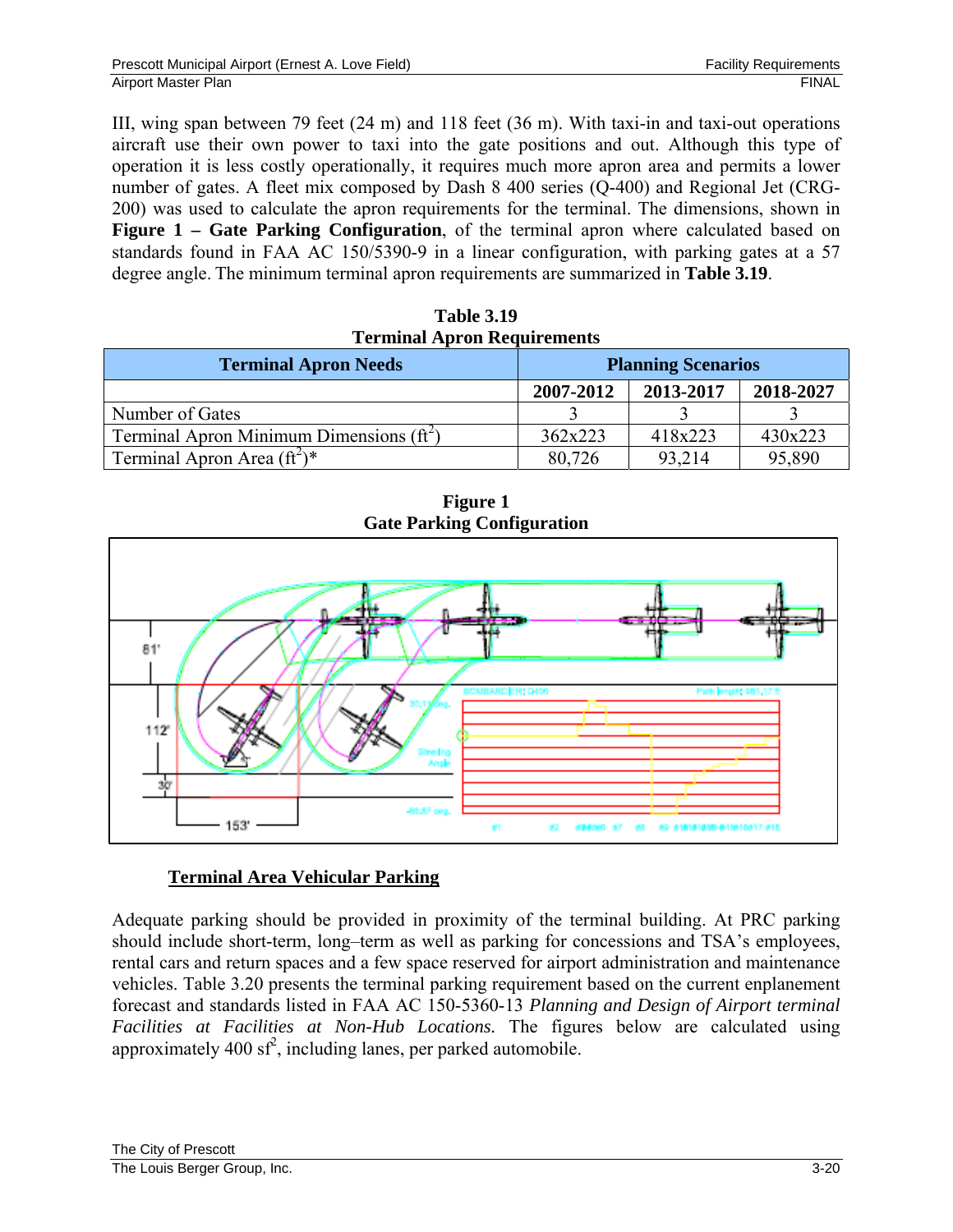III, wing span between 79 feet (24 m) and 118 feet (36 m). With taxi-in and taxi-out operations aircraft use their own power to taxi into the gate positions and out. Although this type of operation it is less costly operationally, it requires much more apron area and permits a lower number of gates. A fleet mix composed by Dash 8 400 series (Q-400) and Regional Jet (CRG-200) was used to calculate the apron requirements for the terminal. The dimensions, shown in **Figure 1 – Gate Parking Configuration**, of the terminal apron where calculated based on standards found in FAA AC 150/5390-9 in a linear configuration, with parking gates at a 57 degree angle. The minimum terminal apron requirements are summarized in **Table 3.19**.

**Table 3.19**
**Terminal Apron Requirements**

| Terminal Apron Needs | Planning Scenarios | | |
|---|---|---|---|
| | 2007-2012 | 2013-2017 | 2018-2027 |
| Number of Gates | 3 | 3 | 3 |
| Terminal Apron Minimum Dimensions ($ft^2$) | 362x223 | 418x223 | 430x223 |
| Terminal Apron Area ($ft^2$)* | 80,726 | 93,214 | 95,890 |

**Figure 1**
**Gate Parking Configuration**

### Terminal Area Vehicular Parking

Adequate parking should be provided in proximity of the terminal building. At PRC parking should include short-term, long–term as well as parking for concessions and TSA's employees, rental cars and return spaces and a few space reserved for airport administration and maintenance vehicles. Table 3.20 presents the terminal parking requirement based on the current enplanement forecast and standards listed in FAA AC 150-5360-13 *Planning and Design of Airport terminal Facilities at Facilities at Non-Hub Locations.* The figures below are calculated using approximately 400 $sf^2$, including lanes, per parked automobile.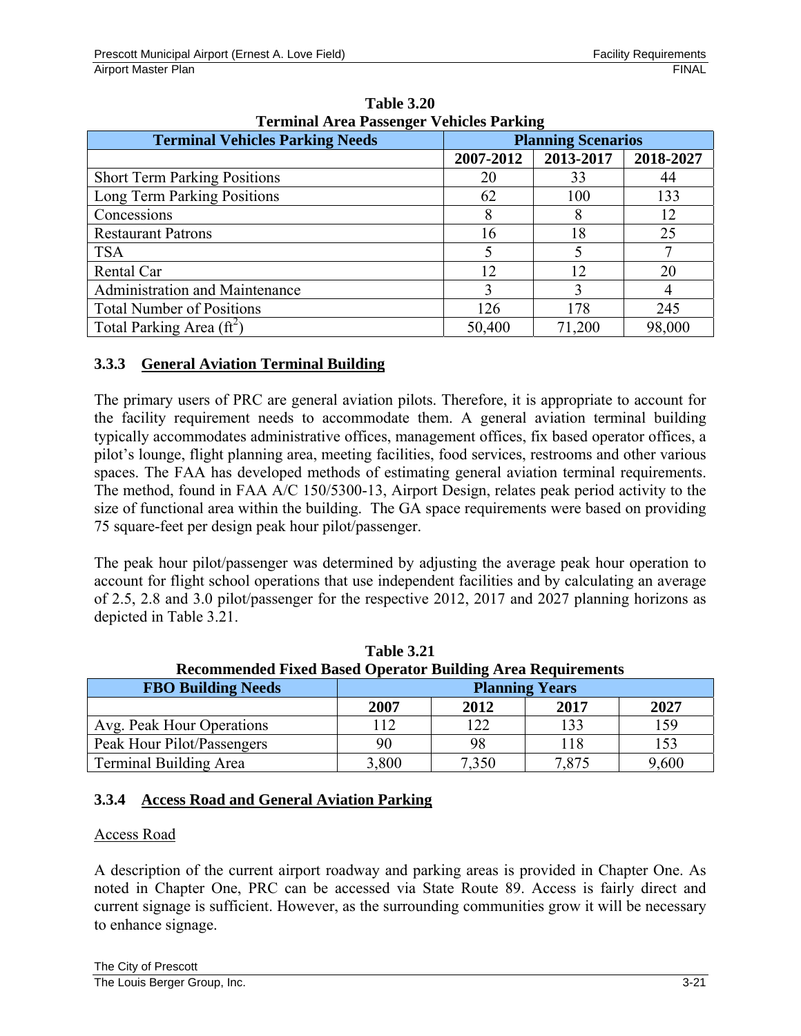**Table 3.20**
**Terminal Area Passenger Vehicles Parking**

| Terminal Vehicles Parking Needs | Planning Scenarios | | |
|---|---|---|---|
| | 2007-2012 | 2013-2017 | 2018-2027 |
| Short Term Parking Positions | 20 | 33 | 44 |
| Long Term Parking Positions | 62 | 100 | 133 |
| Concessions | 8 | 8 | 12 |
| Restaurant Patrons | 16 | 18 | 25 |
| TSA | 5 | 5 | 7 |
| Rental Car | 12 | 12 | 20 |
| Administration and Maintenance | 3 | 3 | 4 |
| Total Number of Positions | 126 | 178 | 245 |
| Total Parking Area ($ft^2$) | 50,400 | 71,200 | 98,000 |

### 3.3.3 General Aviation Terminal Building

The primary users of PRC are general aviation pilots. Therefore, it is appropriate to account for the facility requirement needs to accommodate them. A general aviation terminal building typically accommodates administrative offices, management offices, fix based operator offices, a pilot's lounge, flight planning area, meeting facilities, food services, restrooms and other various spaces. The FAA has developed methods of estimating general aviation terminal requirements. The method, found in FAA A/C 150/5300-13, Airport Design, relates peak period activity to the size of functional area within the building. The GA space requirements were based on providing 75 square-feet per design peak hour pilot/passenger.

The peak hour pilot/passenger was determined by adjusting the average peak hour operation to account for flight school operations that use independent facilities and by calculating an average of 2.5, 2.8 and 3.0 pilot/passenger for the respective 2012, 2017 and 2027 planning horizons as depicted in Table 3.21.

**Table 3.21**
**Recommended Fixed Based Operator Building Area Requirements**

| FBO Building Needs | Planning Years | | | |
|---|---|---|---|---|
| | 2007 | 2012 | 2017 | 2027 |
| Avg. Peak Hour Operations | 112 | 122 | 133 | 159 |
| Peak Hour Pilot/Passengers | 90 | 98 | 118 | 153 |
| Terminal Building Area | 3,800 | 7,350 | 7,875 | 9,600 |

### 3.3.4 Access Road and General Aviation Parking

Access Road

A description of the current airport roadway and parking areas is provided in Chapter One. As noted in Chapter One, PRC can be accessed via State Route 89. Access is fairly direct and current signage is sufficient. However, as the surrounding communities grow it will be necessary to enhance signage.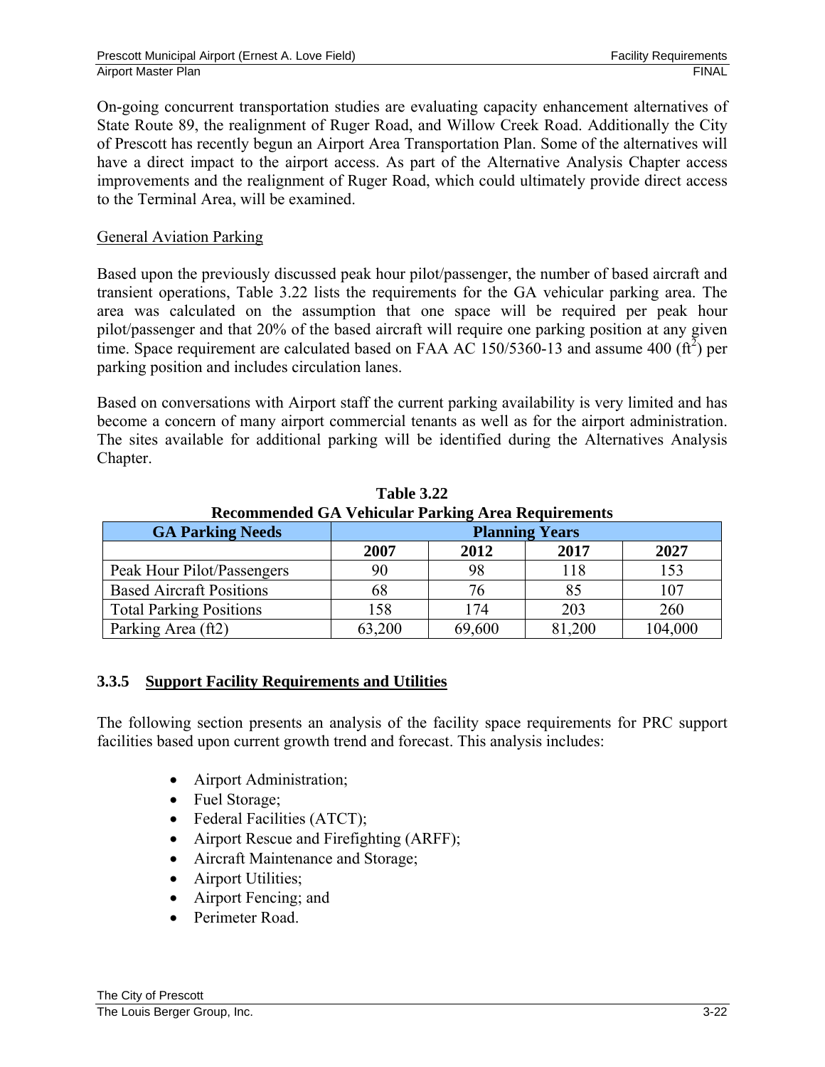On-going concurrent transportation studies are evaluating capacity enhancement alternatives of State Route 89, the realignment of Ruger Road, and Willow Creek Road. Additionally the City of Prescott has recently begun an Airport Area Transportation Plan. Some of the alternatives will have a direct impact to the airport access. As part of the Alternative Analysis Chapter access improvements and the realignment of Ruger Road, which could ultimately provide direct access to the Terminal Area, will be examined.

General Aviation Parking

Based upon the previously discussed peak hour pilot/passenger, the number of based aircraft and transient operations, Table 3.22 lists the requirements for the GA vehicular parking area. The area was calculated on the assumption that one space will be required per peak hour pilot/passenger and that 20% of the based aircraft will require one parking position at any given time. Space requirement are calculated based on FAA AC 150/5360-13 and assume 400 ($ft^2$) per parking position and includes circulation lanes.

Based on conversations with Airport staff the current parking availability is very limited and has become a concern of many airport commercial tenants as well as for the airport administration. The sites available for additional parking will be identified during the Alternatives Analysis Chapter.

**Table 3.22**
**Recommended GA Vehicular Parking Area Requirements**

| GA Parking Needs | Planning Years | | | |
|---|---|---|---|---|
| | 2007 | 2012 | 2017 | 2027 |
| Peak Hour Pilot/Passengers | 90 | 98 | 118 | 153 |
| Based Aircraft Positions | 68 | 76 | 85 | 107 |
| Total Parking Positions | 158 | 174 | 203 | 260 |
| Parking Area (ft2) | 63,200 | 69,600 | 81,200 | 104,000 |

### 3.3.5 Support Facility Requirements and Utilities

The following section presents an analysis of the facility space requirements for PRC support facilities based upon current growth trend and forecast. This analysis includes:

- Airport Administration;
- Fuel Storage;
- Federal Facilities (ATCT);
- Airport Rescue and Firefighting (ARFF);
- Aircraft Maintenance and Storage;
- Airport Utilities;
- Airport Fencing; and
- Perimeter Road.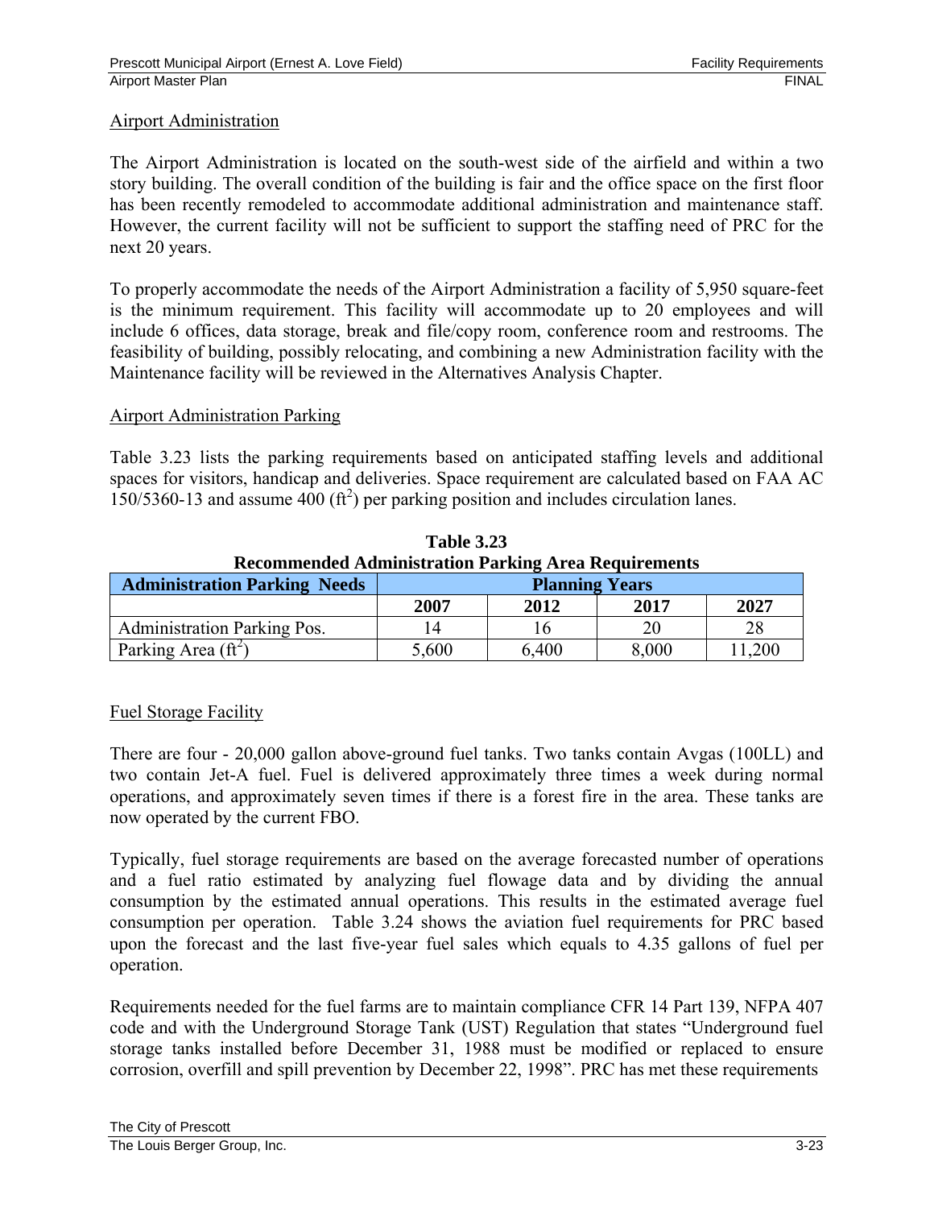## Airport Administration

The Airport Administration is located on the south-west side of the airfield and within a two story building. The overall condition of the building is fair and the office space on the first floor has been recently remodeled to accommodate additional administration and maintenance staff. However, the current facility will not be sufficient to support the staffing need of PRC for the next 20 years.

To properly accommodate the needs of the Airport Administration a facility of 5,950 square-feet is the minimum requirement. This facility will accommodate up to 20 employees and will include 6 offices, data storage, break and file/copy room, conference room and restrooms. The feasibility of building, possibly relocating, and combining a new Administration facility with the Maintenance facility will be reviewed in the Alternatives Analysis Chapter.

## Airport Administration Parking

Table 3.23 lists the parking requirements based on anticipated staffing levels and additional spaces for visitors, handicap and deliveries. Space requirement are calculated based on FAA AC 150/5360-13 and assume 400 ($ft^2$) per parking position and includes circulation lanes.

**Table 3.23**
**Recommended Administration Parking Area Requirements**

| Administration Parking Needs | Planning Years | | | |
|---|---|---|---|---|
| | 2007 | 2012 | 2017 | 2027 |
| Administration Parking Pos. | 14 | 16 | 20 | 28 |
| Parking Area ($ft^2$) | 5,600 | 6,400 | 8,000 | 11,200 |

## Fuel Storage Facility

There are four - 20,000 gallon above-ground fuel tanks. Two tanks contain Avgas (100LL) and two contain Jet-A fuel. Fuel is delivered approximately three times a week during normal operations, and approximately seven times if there is a forest fire in the area. These tanks are now operated by the current FBO.

Typically, fuel storage requirements are based on the average forecasted number of operations and a fuel ratio estimated by analyzing fuel flowage data and by dividing the annual consumption by the estimated annual operations. This results in the estimated average fuel consumption per operation. Table 3.24 shows the aviation fuel requirements for PRC based upon the forecast and the last five-year fuel sales which equals to 4.35 gallons of fuel per operation.

Requirements needed for the fuel farms are to maintain compliance CFR 14 Part 139, NFPA 407 code and with the Underground Storage Tank (UST) Regulation that states "Underground fuel storage tanks installed before December 31, 1988 must be modified or replaced to ensure corrosion, overfill and spill prevention by December 22, 1998". PRC has met these requirements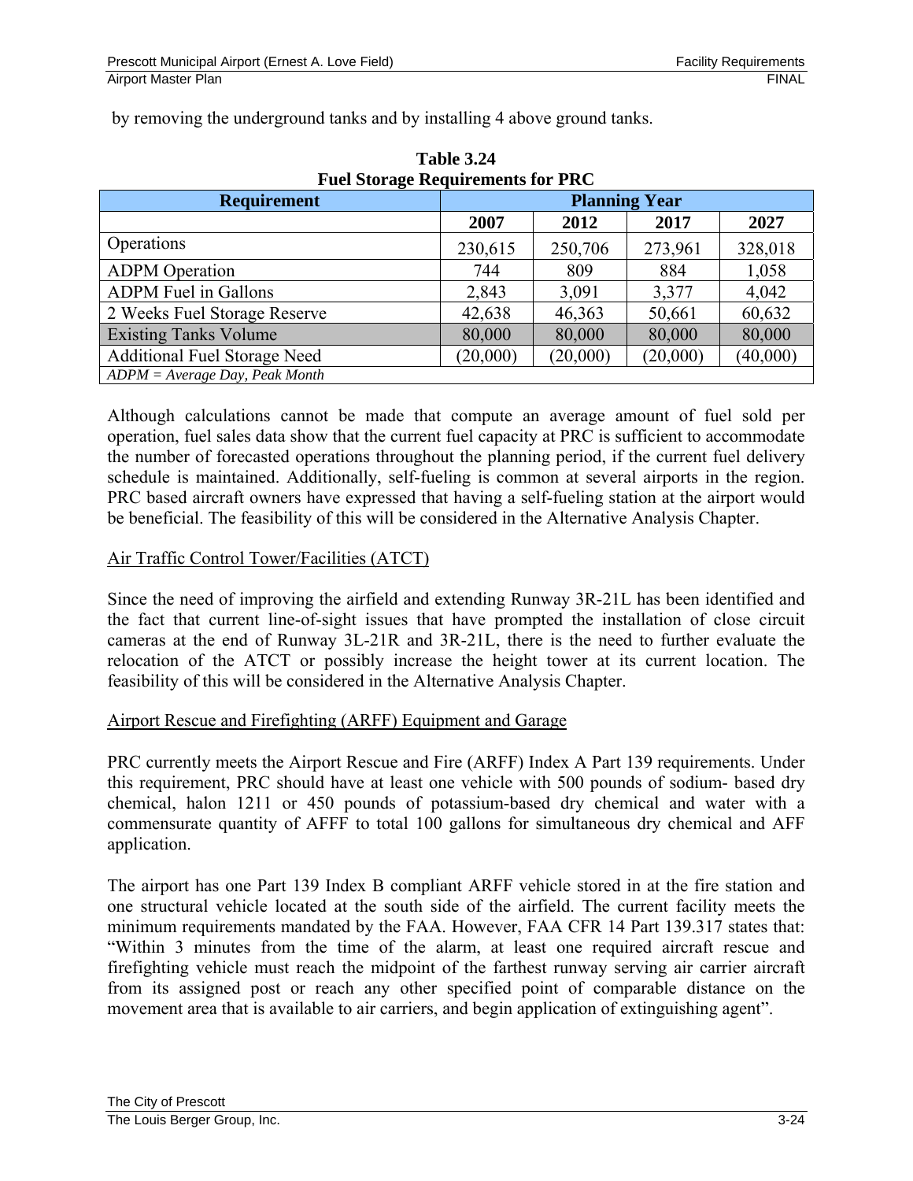by removing the underground tanks and by installing 4 above ground tanks.

**Table 3.24**
**Fuel Storage Requirements for PRC**

| Requirement | Planning Year | | | |
|---|---|---|---|---|
| | 2007 | 2012 | 2017 | 2027 |
| Operations | 230,615 | 250,706 | 273,961 | 328,018 |
| ADPM Operation | 744 | 809 | 884 | 1,058 |
| ADPM Fuel in Gallons | 2,843 | 3,091 | 3,377 | 4,042 |
| 2 Weeks Fuel Storage Reserve | 42,638 | 46,363 | 50,661 | 60,632 |
| Existing Tanks Volume | 80,000 | 80,000 | 80,000 | 80,000 |
| Additional Fuel Storage Need | (20,000) | (20,000) | (20,000) | (40,000) |

*ADPM = Average Day, Peak Month*

Although calculations cannot be made that compute an average amount of fuel sold per operation, fuel sales data show that the current fuel capacity at PRC is sufficient to accommodate the number of forecasted operations throughout the planning period, if the current fuel delivery schedule is maintained. Additionally, self-fueling is common at several airports in the region. PRC based aircraft owners have expressed that having a self-fueling station at the airport would be beneficial. The feasibility of this will be considered in the Alternative Analysis Chapter.

Air Traffic Control Tower/Facilities (ATCT)

Since the need of improving the airfield and extending Runway 3R-21L has been identified and the fact that current line-of-sight issues that have prompted the installation of close circuit cameras at the end of Runway 3L-21R and 3R-21L, there is the need to further evaluate the relocation of the ATCT or possibly increase the height tower at its current location. The feasibility of this will be considered in the Alternative Analysis Chapter.

Airport Rescue and Firefighting (ARFF) Equipment and Garage

PRC currently meets the Airport Rescue and Fire (ARFF) Index A Part 139 requirements. Under this requirement, PRC should have at least one vehicle with 500 pounds of sodium- based dry chemical, halon 1211 or 450 pounds of potassium-based dry chemical and water with a commensurate quantity of AFFF to total 100 gallons for simultaneous dry chemical and AFF application.

The airport has one Part 139 Index B compliant ARFF vehicle stored in at the fire station and one structural vehicle located at the south side of the airfield. The current facility meets the minimum requirements mandated by the FAA. However, FAA CFR 14 Part 139.317 states that: "Within 3 minutes from the time of the alarm, at least one required aircraft rescue and firefighting vehicle must reach the midpoint of the farthest runway serving air carrier aircraft from its assigned post or reach any other specified point of comparable distance on the movement area that is available to air carriers, and begin application of extinguishing agent".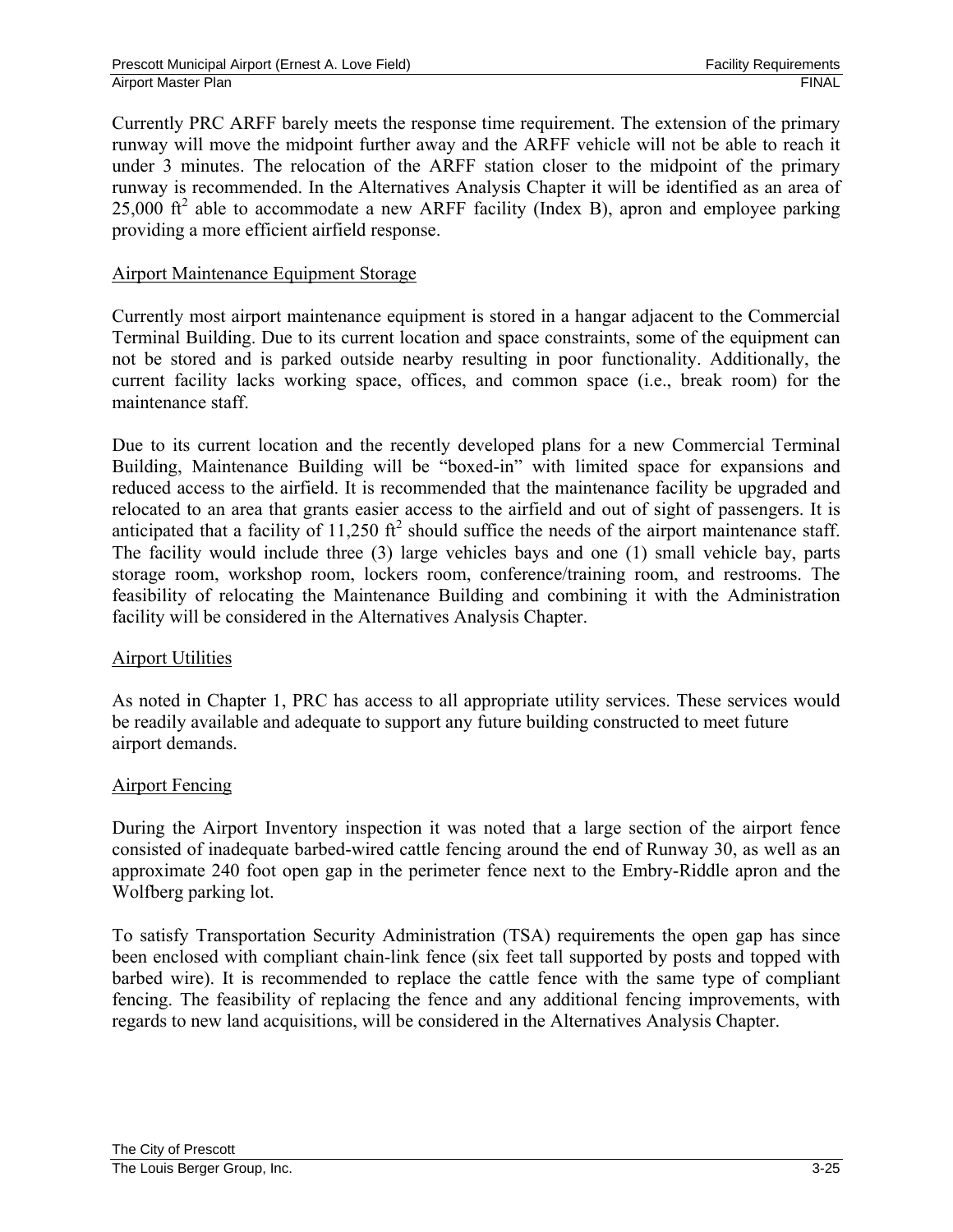Currently PRC ARFF barely meets the response time requirement. The extension of the primary runway will move the midpoint further away and the ARFF vehicle will not be able to reach it under 3 minutes. The relocation of the ARFF station closer to the midpoint of the primary runway is recommended. In the Alternatives Analysis Chapter it will be identified as an area of 25,000 $ft^2$ able to accommodate a new ARFF facility (Index B), apron and employee parking providing a more efficient airfield response.

### Airport Maintenance Equipment Storage

Currently most airport maintenance equipment is stored in a hangar adjacent to the Commercial Terminal Building. Due to its current location and space constraints, some of the equipment can not be stored and is parked outside nearby resulting in poor functionality. Additionally, the current facility lacks working space, offices, and common space (i.e., break room) for the maintenance staff.

Due to its current location and the recently developed plans for a new Commercial Terminal Building, Maintenance Building will be "boxed-in" with limited space for expansions and reduced access to the airfield. It is recommended that the maintenance facility be upgraded and relocated to an area that grants easier access to the airfield and out of sight of passengers. It is anticipated that a facility of 11,250 $ft^2$ should suffice the needs of the airport maintenance staff. The facility would include three (3) large vehicles bays and one (1) small vehicle bay, parts storage room, workshop room, lockers room, conference/training room, and restrooms. The feasibility of relocating the Maintenance Building and combining it with the Administration facility will be considered in the Alternatives Analysis Chapter.

### Airport Utilities

As noted in Chapter 1, PRC has access to all appropriate utility services. These services would be readily available and adequate to support any future building constructed to meet future airport demands.

### Airport Fencing

During the Airport Inventory inspection it was noted that a large section of the airport fence consisted of inadequate barbed-wired cattle fencing around the end of Runway 30, as well as an approximate 240 foot open gap in the perimeter fence next to the Embry-Riddle apron and the Wolfberg parking lot.

To satisfy Transportation Security Administration (TSA) requirements the open gap has since been enclosed with compliant chain-link fence (six feet tall supported by posts and topped with barbed wire). It is recommended to replace the cattle fence with the same type of compliant fencing. The feasibility of replacing the fence and any additional fencing improvements, with regards to new land acquisitions, will be considered in the Alternatives Analysis Chapter.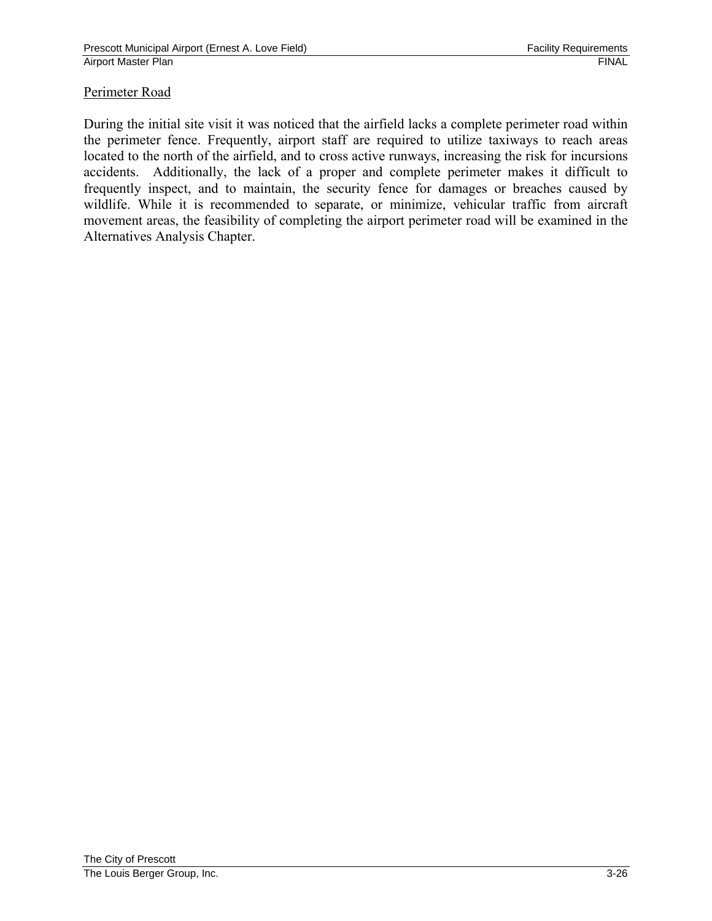Perimeter Road

During the initial site visit it was noticed that the airfield lacks a complete perimeter road within the perimeter fence. Frequently, airport staff are required to utilize taxiways to reach areas located to the north of the airfield, and to cross active runways, increasing the risk for incursions accidents. Additionally, the lack of a proper and complete perimeter makes it difficult to frequently inspect, and to maintain, the security fence for damages or breaches caused by wildlife. While it is recommended to separate, or minimize, vehicular traffic from aircraft movement areas, the feasibility of completing the airport perimeter road will be examined in the Alternatives Analysis Chapter.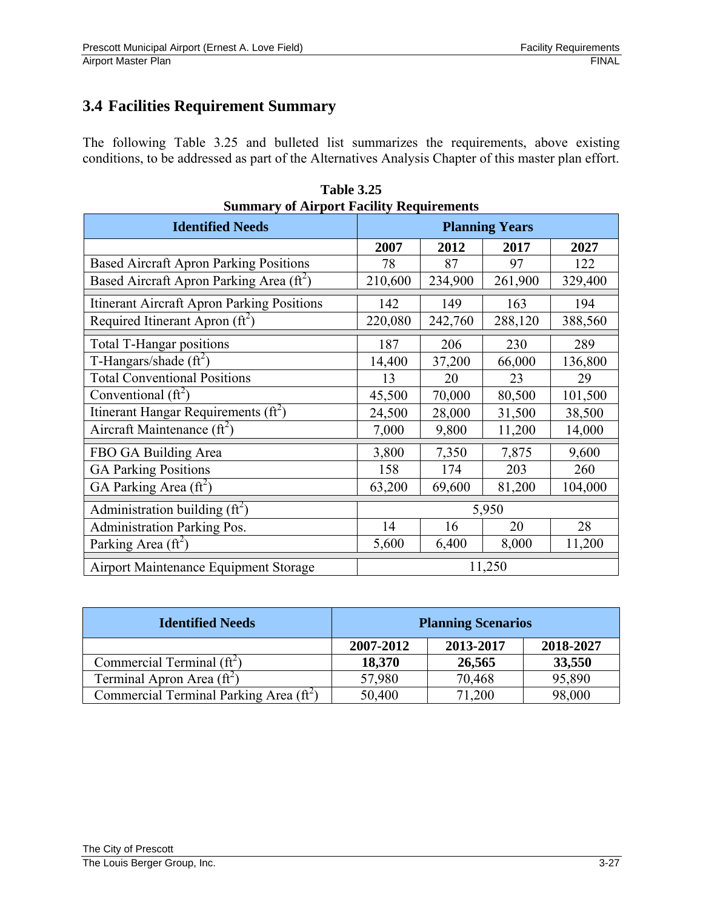## 3.4 Facilities Requirement Summary

The following Table 3.25 and bulleted list summarizes the requirements, above existing conditions, to be addressed as part of the Alternatives Analysis Chapter of this master plan effort.

**Table 3.25**
**Summary of Airport Facility Requirements**

| Identified Needs | Planning Years | | | |
|---|---|---|---|---|
| | 2007 | 2012 | 2017 | 2027 |
| Based Aircraft Apron Parking Positions | 78 | 87 | 97 | 122 |
| Based Aircraft Apron Parking Area ($ft^2$) | 210,600 | 234,900 | 261,900 | 329,400 |
| Itinerant Aircraft Apron Parking Positions | 142 | 149 | 163 | 194 |
| Required Itinerant Apron ($ft^2$) | 220,080 | 242,760 | 288,120 | 388,560 |
| Total T-Hangar positions | 187 | 206 | 230 | 289 |
| T-Hangars/shade ($ft^2$) | 14,400 | 37,200 | 66,000 | 136,800 |
| Total Conventional Positions | 13 | 20 | 23 | 29 |
| Conventional ($ft^2$) | 45,500 | 70,000 | 80,500 | 101,500 |
| Itinerant Hangar Requirements ($ft^2$) | 24,500 | 28,000 | 31,500 | 38,500 |
| Aircraft Maintenance ($ft^2$) | 7,000 | 9,800 | 11,200 | 14,000 |
| FBO GA Building Area | 3,800 | 7,350 | 7,875 | 9,600 |
| GA Parking Positions | 158 | 174 | 203 | 260 |
| GA Parking Area ($ft^2$) | 63,200 | 69,600 | 81,200 | 104,000 |
| Administration building ($ft^2$) | 5,950 | | | |
| Administration Parking Pos. | 14 | 16 | 20 | 28 |
| Parking Area ($ft^2$) | 5,600 | 6,400 | 8,000 | 11,200 |
| Airport Maintenance Equipment Storage | 11,250 | | | |

| Identified Needs | Planning Scenarios | | |
|---|---|---|---|
| | 2007-2012 | 2013-2017 | 2018-2027 |
| Commercial Terminal ($ft^2$) | **18,370** | **26,565** | **33,550** |
| Terminal Apron Area ($ft^2$) | 57,980 | 70,468 | 95,890 |
| Commercial Terminal Parking Area ($ft^2$) | 50,400 | 71,200 | 98,000 |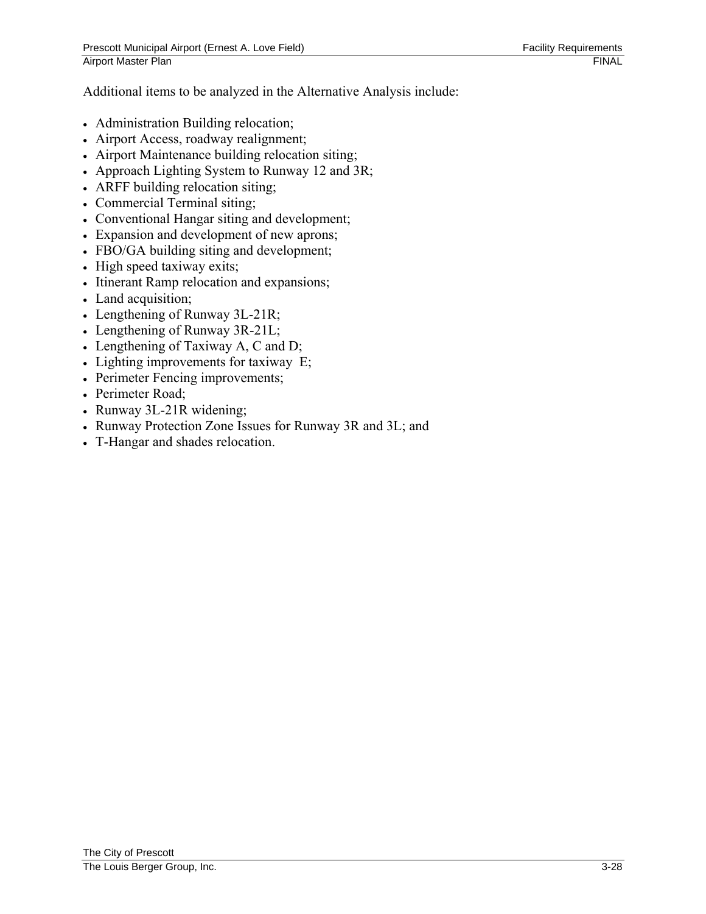Additional items to be analyzed in the Alternative Analysis include:

- Administration Building relocation;
- Airport Access, roadway realignment;
- Airport Maintenance building relocation siting;
- Approach Lighting System to Runway 12 and 3R;
- ARFF building relocation siting;
- Commercial Terminal siting;
- Conventional Hangar siting and development;
- Expansion and development of new aprons;
- FBO/GA building siting and development;
- High speed taxiway exits;
- Itinerant Ramp relocation and expansions;
- Land acquisition;
- Lengthening of Runway 3L-21R;
- Lengthening of Runway 3R-21L;
- Lengthening of Taxiway A, C and D;
- Lighting improvements for taxiway E;
- Perimeter Fencing improvements;
- Perimeter Road;
- Runway 3L-21R widening;
- Runway Protection Zone Issues for Runway 3R and 3L; and
- T-Hangar and shades relocation.